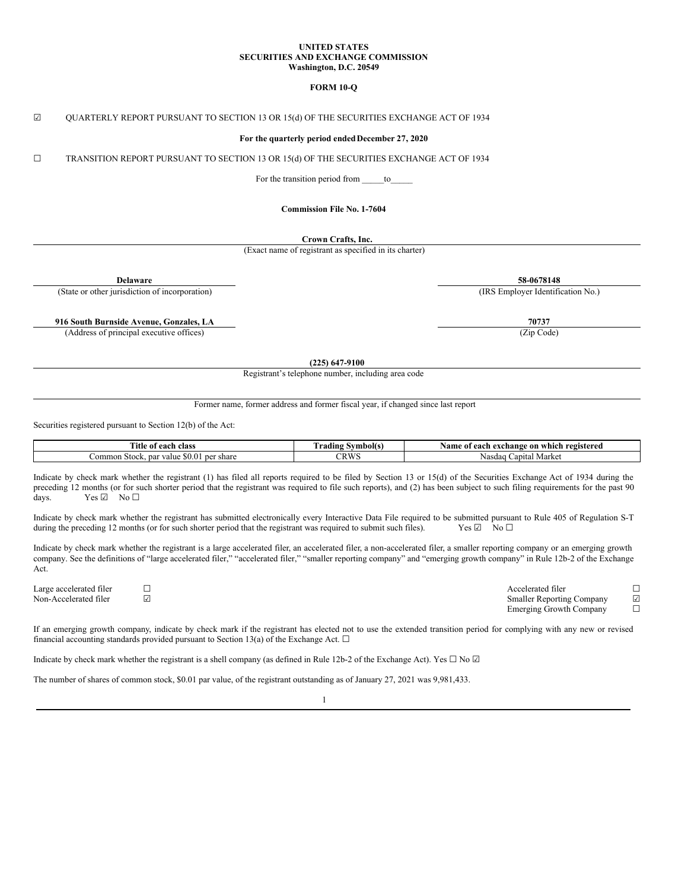**UNITED STATES**
**SECURITIES AND EXCHANGE COMMISSION**
**Washington, D.C. 20549**

**FORM 10-Q**

☑ QUARTERLY REPORT PURSUANT TO SECTION 13 OR 15(d) OF THE SECURITIES EXCHANGE ACT OF 1934

**For the quarterly period ended December 27, 2020**

☐ TRANSITION REPORT PURSUANT TO SECTION 13 OR 15(d) OF THE SECURITIES EXCHANGE ACT OF 1934

For the transition period from _____to_____

**Commission File No. 1-7604**

**Crown Crafts, Inc.**
(Exact name of registrant as specified in its charter)

| **Delaware** | **58-0678148** |
|---|---|
| (State or other jurisdiction of incorporation) | (IRS Employer Identification No.) |
| **916 South Burnside Avenue, Gonzales, LA** | **70737** |
| (Address of principal executive offices) | (Zip Code) |

**(225) 647-9100**
Registrant's telephone number, including area code

Former name, former address and former fiscal year, if changed since last report

Securities registered pursuant to Section 12(b) of the Act:

| Title of each class | Trading Symbol(s) | Name of each exchange on which registered |
|---|---|---|
| Common Stock, par value $0.01 per share | CRWS | Nasdaq Capital Market |

Indicate by check mark whether the registrant (1) has filed all reports required to be filed by Section 13 or 15(d) of the Securities Exchange Act of 1934 during the preceding 12 months (or for such shorter period that the registrant was required to file such reports), and (2) has been subject to such filing requirements for the past 90 days. Yes ☑ No ☐

Indicate by check mark whether the registrant has submitted electronically every Interactive Data File required to be submitted pursuant to Rule 405 of Regulation S-T during the preceding 12 months (or for such shorter period that the registrant was required to submit such files). Yes ☑ No ☐

Indicate by check mark whether the registrant is a large accelerated filer, an accelerated filer, a non-accelerated filer, a smaller reporting company or an emerging growth company. See the definitions of "large accelerated filer," "accelerated filer," "smaller reporting company" and "emerging growth company" in Rule 12b-2 of the Exchange Act.

| | | | |
|---|---|---|---|
| Large accelerated filer | ☐ | Accelerated filer | ☐ |
| Non-Accelerated filer | ☑ | Smaller Reporting Company | ☑ |
| | | Emerging Growth Company | ☐ |

If an emerging growth company, indicate by check mark if the registrant has elected not to use the extended transition period for complying with any new or revised financial accounting standards provided pursuant to Section 13(a) of the Exchange Act. ☐

Indicate by check mark whether the registrant is a shell company (as defined in Rule 12b-2 of the Exchange Act). Yes ☐ No ☑

The number of shares of common stock, $0.01 par value, of the registrant outstanding as of January 27, 2021 was 9,981,433.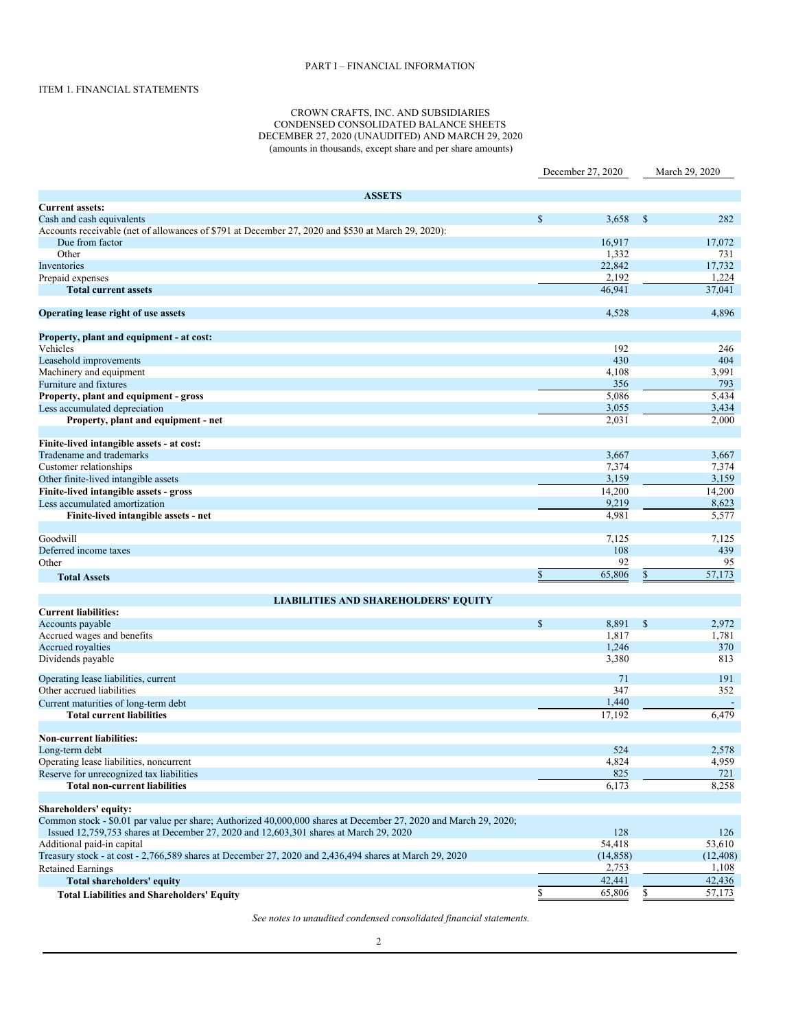PART I – FINANCIAL INFORMATION

ITEM 1. FINANCIAL STATEMENTS

CROWN CRAFTS, INC. AND SUBSIDIARIES
CONDENSED CONSOLIDATED BALANCE SHEETS
DECEMBER 27, 2020 (UNAUDITED) AND MARCH 29, 2020
(amounts in thousands, except share and per share amounts)

| | December 27, 2020 | March 29, 2020 |
|---|---|---|
| **ASSETS** | | |
| **Current assets:** | | |
| Cash and cash equivalents | $ 3,658 | $ 282 |
| Accounts receivable (net of allowances of $791 at December 27, 2020 and $530 at March 29, 2020): | | |
| Due from factor | 16,917 | 17,072 |
| Other | 1,332 | 731 |
| Inventories | 22,842 | 17,732 |
| Prepaid expenses | 2,192 | 1,224 |
| **Total current assets** | 46,941 | 37,041 |
| **Operating lease right of use assets** | 4,528 | 4,896 |
| **Property, plant and equipment - at cost:** | | |
| Vehicles | 192 | 246 |
| Leasehold improvements | 430 | 404 |
| Machinery and equipment | 4,108 | 3,991 |
| Furniture and fixtures | 356 | 793 |
| **Property, plant and equipment - gross** | 5,086 | 5,434 |
| Less accumulated depreciation | 3,055 | 3,434 |
| **Property, plant and equipment - net** | 2,031 | 2,000 |
| **Finite-lived intangible assets - at cost:** | | |
| Tradename and trademarks | 3,667 | 3,667 |
| Customer relationships | 7,374 | 7,374 |
| Other finite-lived intangible assets | 3,159 | 3,159 |
| **Finite-lived intangible assets - gross** | 14,200 | 14,200 |
| Less accumulated amortization | 9,219 | 8,623 |
| **Finite-lived intangible assets - net** | 4,981 | 5,577 |
| Goodwill | 7,125 | 7,125 |
| Deferred income taxes | 108 | 439 |
| Other | 92 | 95 |
| **Total Assets** | $ 65,806 | $ 57,173 |
| **LIABILITIES AND SHAREHOLDERS' EQUITY** | | |
| **Current liabilities:** | | |
| Accounts payable | $ 8,891 | $ 2,972 |
| Accrued wages and benefits | 1,817 | 1,781 |
| Accrued royalties | 1,246 | 370 |
| Dividends payable | 3,380 | 813 |
| Operating lease liabilities, current | 71 | 191 |
| Other accrued liabilities | 347 | 352 |
| Current maturities of long-term debt | 1,440 | - |
| **Total current liabilities** | 17,192 | 6,479 |
| **Non-current liabilities:** | | |
| Long-term debt | 524 | 2,578 |
| Operating lease liabilities, noncurrent | 4,824 | 4,959 |
| Reserve for unrecognized tax liabilities | 825 | 721 |
| **Total non-current liabilities** | 6,173 | 8,258 |
| **Shareholders' equity:** | | |
| Common stock - $0.01 par value per share; Authorized 40,000,000 shares at December 27, 2020 and March 29, 2020; Issued 12,759,753 shares at December 27, 2020 and 12,603,301 shares at March 29, 2020 | 128 | 126 |
| Additional paid-in capital | 54,418 | 53,610 |
| Treasury stock - at cost - 2,766,589 shares at December 27, 2020 and 2,436,494 shares at March 29, 2020 | (14,858) | (12,408) |
| Retained Earnings | 2,753 | 1,108 |
| **Total shareholders' equity** | 42,441 | 42,436 |
| **Total Liabilities and Shareholders' Equity** | $ 65,806 | $ 57,173 |

*See notes to unaudited condensed consolidated financial statements.*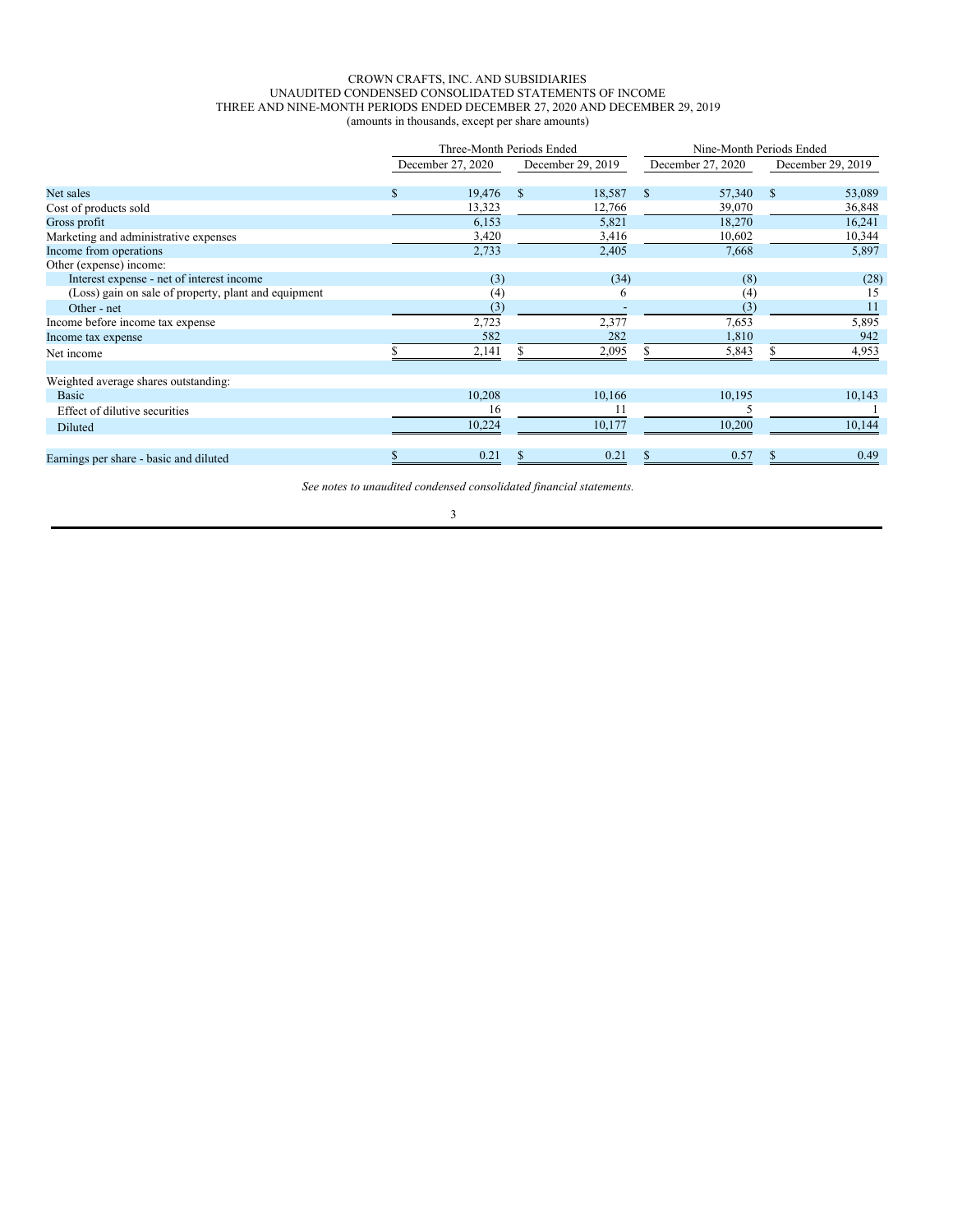CROWN CRAFTS, INC. AND SUBSIDIARIES
UNAUDITED CONDENSED CONSOLIDATED STATEMENTS OF INCOME
THREE AND NINE-MONTH PERIODS ENDED DECEMBER 27, 2020 AND DECEMBER 29, 2019
(amounts in thousands, except per share amounts)

| | Three-Month Periods Ended | | Nine-Month Periods Ended | |
|---|---|---|---|---|
| | December 27, 2020 | December 29, 2019 | December 27, 2020 | December 29, 2019 |
| Net sales | $ 19,476 | $ 18,587 | $ 57,340 | $ 53,089 |
| Cost of products sold | 13,323 | 12,766 | 39,070 | 36,848 |
| Gross profit | 6,153 | 5,821 | 18,270 | 16,241 |
| Marketing and administrative expenses | 3,420 | 3,416 | 10,602 | 10,344 |
| Income from operations | 2,733 | 2,405 | 7,668 | 5,897 |
| Other (expense) income: | | | | |
| Interest expense - net of interest income | (3) | (34) | (8) | (28) |
| (Loss) gain on sale of property, plant and equipment | (4) | 6 | (4) | 15 |
| Other - net | (3) | - | (3) | 11 |
| Income before income tax expense | 2,723 | 2,377 | 7,653 | 5,895 |
| Income tax expense | 582 | 282 | 1,810 | 942 |
| Net income | $ 2,141 | $ 2,095 | $ 5,843 | $ 4,953 |
| | | | | |
| Weighted average shares outstanding: | | | | |
| Basic | 10,208 | 10,166 | 10,195 | 10,143 |
| Effect of dilutive securities | 16 | 11 | 5 | 1 |
| Diluted | 10,224 | 10,177 | 10,200 | 10,144 |
| | | | | |
| Earnings per share - basic and diluted | $ 0.21 | $ 0.21 | $ 0.57 | $ 0.49 |

*See notes to unaudited condensed consolidated financial statements.*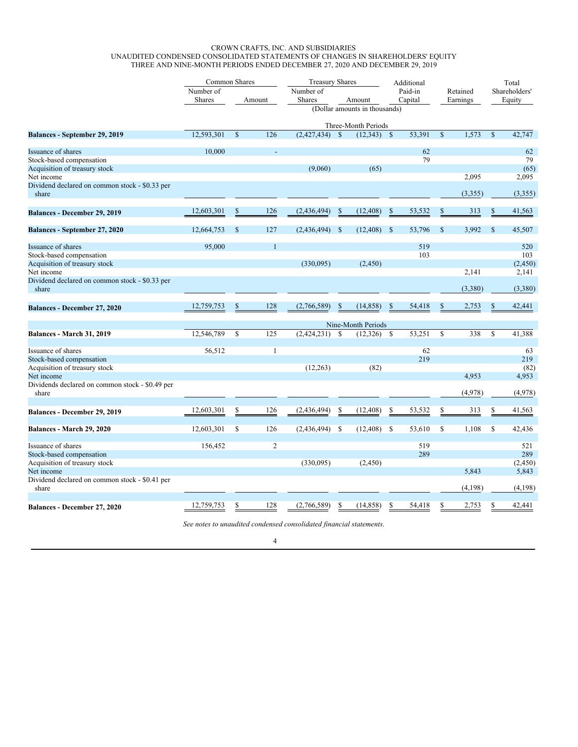CROWN CRAFTS, INC. AND SUBSIDIARIES
UNAUDITED CONDENSED CONSOLIDATED STATEMENTS OF CHANGES IN SHAREHOLDERS' EQUITY
THREE AND NINE-MONTH PERIODS ENDED DECEMBER 27, 2020 AND DECEMBER 29, 2019

| | Common Shares | | Treasury Shares | | Additional | | Total |
|---|---|---|---|---|---|---|---|
| | Number of Shares | Amount | Number of Shares | Amount | Paid-in Capital | Retained Earnings | Shareholders' Equity |
| | (Dollar amounts in thousands) | | | | | | |
| | Three-Month Periods | | | | | | |
| **Balances - September 29, 2019** | 12,593,301 | $ 126 | (2,427,434) | $ (12,343) | $ 53,391 | $ 1,573 | $ 42,747 |
| Issuance of shares | 10,000 | - | | | 62 | | 62 |
| Stock-based compensation | | | | | 79 | | 79 |
| Acquisition of treasury stock | | | (9,060) | (65) | | | (65) |
| Net income | | | | | | 2,095 | 2,095 |
| Dividend declared on common stock - $0.33 per share | | | | | | (3,355) | (3,355) |
| **Balances - December 29, 2019** | 12,603,301 | $ 126 | (2,436,494) | $ (12,408) | $ 53,532 | $ 313 | $ 41,563 |
| **Balances - September 27, 2020** | 12,664,753 | $ 127 | (2,436,494) | $ (12,408) | $ 53,796 | $ 3,992 | $ 45,507 |
| Issuance of shares | 95,000 | 1 | | | 519 | | 520 |
| Stock-based compensation | | | | | 103 | | 103 |
| Acquisition of treasury stock | | | (330,095) | (2,450) | | | (2,450) |
| Net income | | | | | | 2,141 | 2,141 |
| Dividend declared on common stock - $0.33 per share | | | | | | (3,380) | (3,380) |
| **Balances - December 27, 2020** | 12,759,753 | $ 128 | (2,766,589) | $ (14,858) | $ 54,418 | $ 2,753 | $ 42,441 |
| | Nine-Month Periods | | | | | | |
| **Balances - March 31, 2019** | 12,546,789 | $ 125 | (2,424,231) | $ (12,326) | $ 53,251 | $ 338 | $ 41,388 |
| Issuance of shares | 56,512 | 1 | | | 62 | | 63 |
| Stock-based compensation | | | | | 219 | | 219 |
| Acquisition of treasury stock | | | (12,263) | (82) | | | (82) |
| Net income | | | | | | 4,953 | 4,953 |
| Dividends declared on common stock - $0.49 per share | | | | | | (4,978) | (4,978) |
| **Balances - December 29, 2019** | 12,603,301 | $ 126 | (2,436,494) | $ (12,408) | $ 53,532 | $ 313 | $ 41,563 |
| **Balances - March 29, 2020** | 12,603,301 | $ 126 | (2,436,494) | $ (12,408) | $ 53,610 | $ 1,108 | $ 42,436 |
| Issuance of shares | 156,452 | 2 | | | 519 | | 521 |
| Stock-based compensation | | | | | 289 | | 289 |
| Acquisition of treasury stock | | | (330,095) | (2,450) | | | (2,450) |
| Net income | | | | | | 5,843 | 5,843 |
| Dividend declared on common stock - $0.41 per share | | | | | | (4,198) | (4,198) |
| **Balances - December 27, 2020** | 12,759,753 | $ 128 | (2,766,589) | $ (14,858) | $ 54,418 | $ 2,753 | $ 42,441 |

*See notes to unaudited condensed consolidated financial statements.*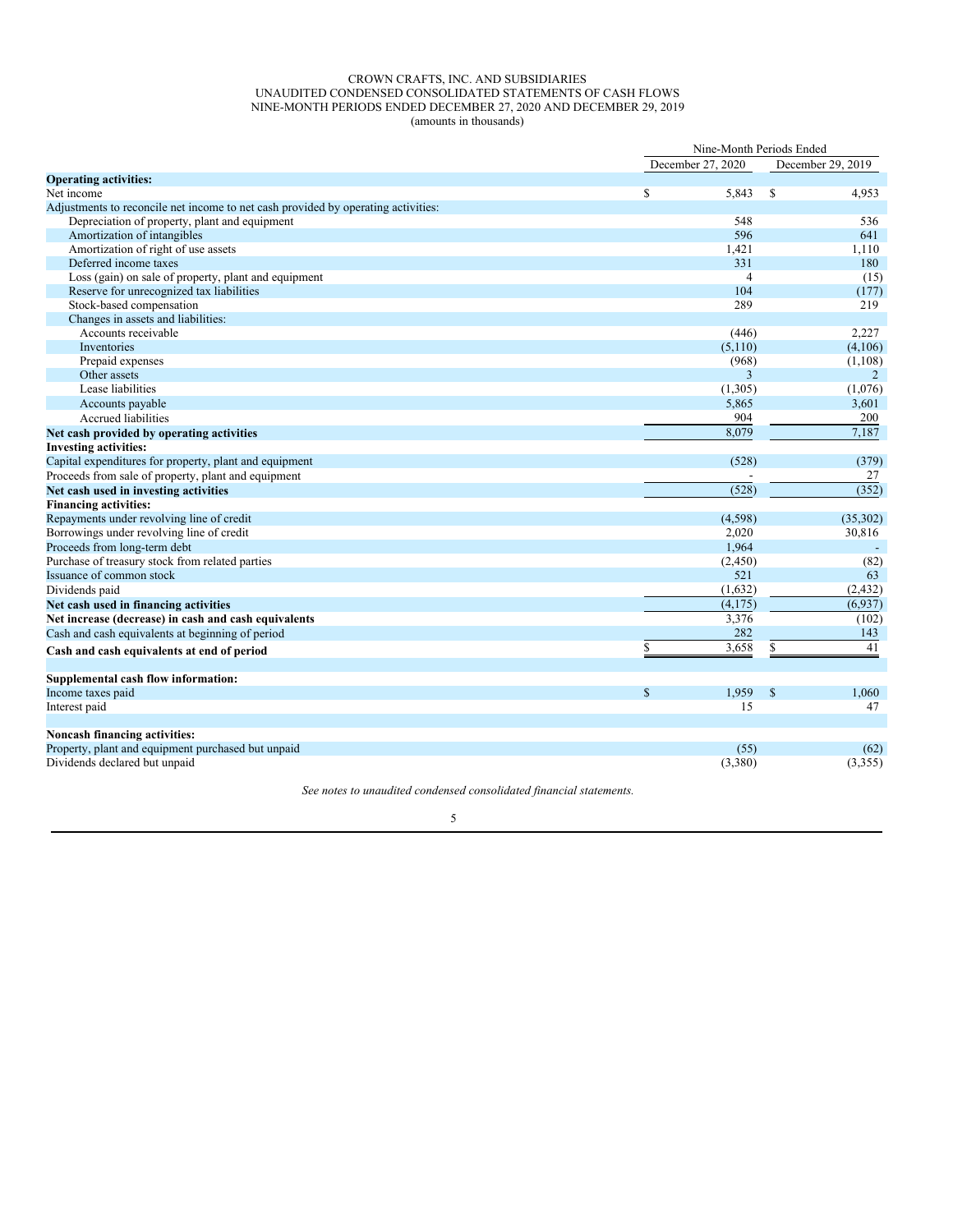# CROWN CRAFTS, INC. AND SUBSIDIARIES
## UNAUDITED CONDENSED CONSOLIDATED STATEMENTS OF CASH FLOWS
### NINE-MONTH PERIODS ENDED DECEMBER 27, 2020 AND DECEMBER 29, 2019
(amounts in thousands)

| | Nine-Month Periods Ended | |
|---|---|---|
| | December 27, 2020 | December 29, 2019 |
| **Operating activities:** | | |
| Net income | $ 5,843 | $ 4,953 |
| Adjustments to reconcile net income to net cash provided by operating activities: | | |
| Depreciation of property, plant and equipment | 548 | 536 |
| Amortization of intangibles | 596 | 641 |
| Amortization of right of use assets | 1,421 | 1,110 |
| Deferred income taxes | 331 | 180 |
| Loss (gain) on sale of property, plant and equipment | 4 | (15) |
| Reserve for unrecognized tax liabilities | 104 | (177) |
| Stock-based compensation | 289 | 219 |
| Changes in assets and liabilities: | | |
| Accounts receivable | (446) | 2,227 |
| Inventories | (5,110) | (4,106) |
| Prepaid expenses | (968) | (1,108) |
| Other assets | 3 | 2 |
| Lease liabilities | (1,305) | (1,076) |
| Accounts payable | 5,865 | 3,601 |
| Accrued liabilities | 904 | 200 |
| **Net cash provided by operating activities** | 8,079 | 7,187 |
| **Investing activities:** | | |
| Capital expenditures for property, plant and equipment | (528) | (379) |
| Proceeds from sale of property, plant and equipment | - | 27 |
| **Net cash used in investing activities** | (528) | (352) |
| **Financing activities:** | | |
| Repayments under revolving line of credit | (4,598) | (35,302) |
| Borrowings under revolving line of credit | 2,020 | 30,816 |
| Proceeds from long-term debt | 1,964 | - |
| Purchase of treasury stock from related parties | (2,450) | (82) |
| Issuance of common stock | 521 | 63 |
| Dividends paid | (1,632) | (2,432) |
| **Net cash used in financing activities** | (4,175) | (6,937) |
| **Net increase (decrease) in cash and cash equivalents** | 3,376 | (102) |
| Cash and cash equivalents at beginning of period | 282 | 143 |
| **Cash and cash equivalents at end of period** | $ 3,658 | $ 41 |
| | | |
| **Supplemental cash flow information:** | | |
| Income taxes paid | $ 1,959 | $ 1,060 |
| Interest paid | 15 | 47 |
| | | |
| **Noncash financing activities:** | | |
| Property, plant and equipment purchased but unpaid | (55) | (62) |
| Dividends declared but unpaid | (3,380) | (3,355) |

*See notes to unaudited condensed consolidated financial statements.*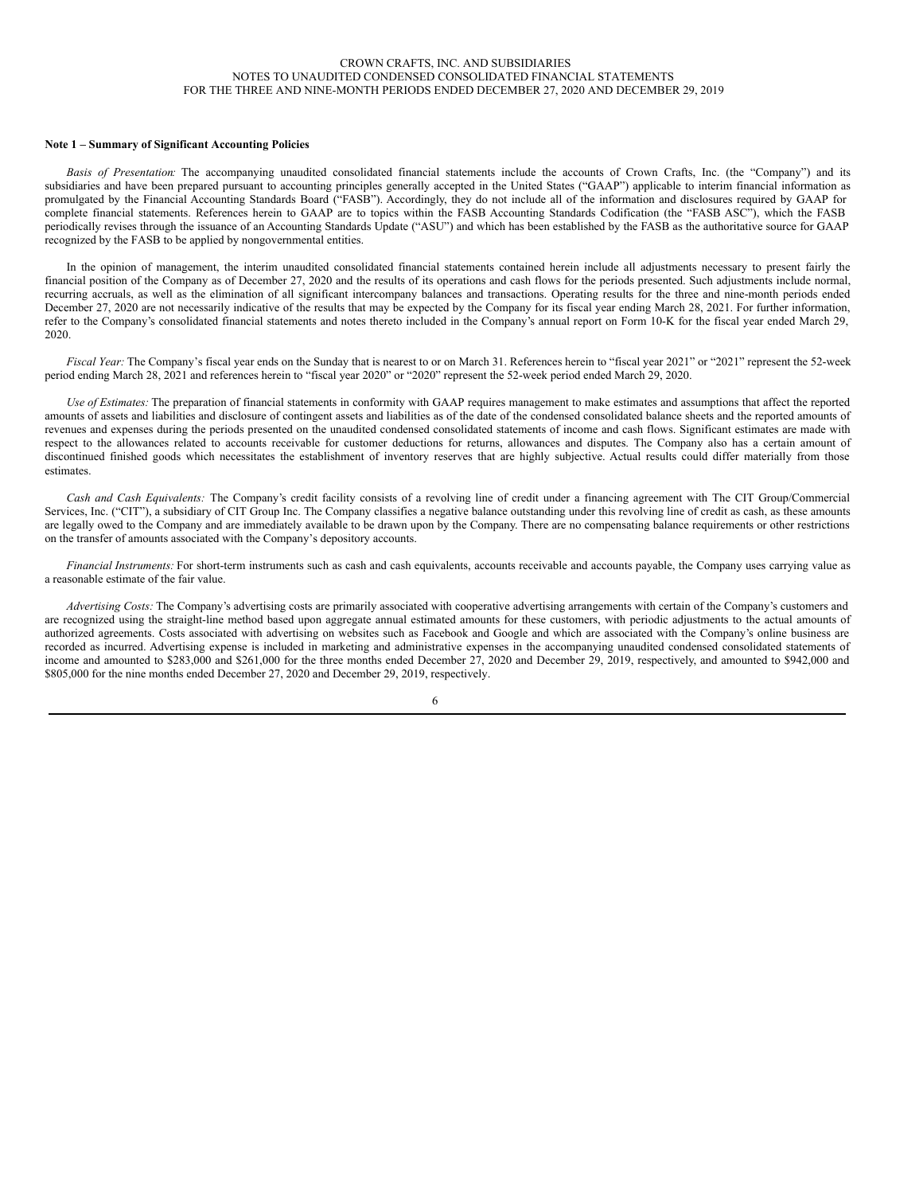CROWN CRAFTS, INC. AND SUBSIDIARIES
NOTES TO UNAUDITED CONDENSED CONSOLIDATED FINANCIAL STATEMENTS
FOR THE THREE AND NINE-MONTH PERIODS ENDED DECEMBER 27, 2020 AND DECEMBER 29, 2019

**Note 1 – Summary of Significant Accounting Policies**

*Basis of Presentation:* The accompanying unaudited consolidated financial statements include the accounts of Crown Crafts, Inc. (the "Company") and its subsidiaries and have been prepared pursuant to accounting principles generally accepted in the United States ("GAAP") applicable to interim financial information as promulgated by the Financial Accounting Standards Board ("FASB"). Accordingly, they do not include all of the information and disclosures required by GAAP for complete financial statements. References herein to GAAP are to topics within the FASB Accounting Standards Codification (the "FASB ASC"), which the FASB periodically revises through the issuance of an Accounting Standards Update ("ASU") and which has been established by the FASB as the authoritative source for GAAP recognized by the FASB to be applied by nongovernmental entities.

In the opinion of management, the interim unaudited consolidated financial statements contained herein include all adjustments necessary to present fairly the financial position of the Company as of December 27, 2020 and the results of its operations and cash flows for the periods presented. Such adjustments include normal, recurring accruals, as well as the elimination of all significant intercompany balances and transactions. Operating results for the three and nine-month periods ended December 27, 2020 are not necessarily indicative of the results that may be expected by the Company for its fiscal year ending March 28, 2021. For further information, refer to the Company's consolidated financial statements and notes thereto included in the Company's annual report on Form 10-K for the fiscal year ended March 29, 2020.

*Fiscal Year:* The Company's fiscal year ends on the Sunday that is nearest to or on March 31. References herein to "fiscal year 2021" or "2021" represent the 52-week period ending March 28, 2021 and references herein to "fiscal year 2020" or "2020" represent the 52-week period ended March 29, 2020.

*Use of Estimates:* The preparation of financial statements in conformity with GAAP requires management to make estimates and assumptions that affect the reported amounts of assets and liabilities and disclosure of contingent assets and liabilities as of the date of the condensed consolidated balance sheets and the reported amounts of revenues and expenses during the periods presented on the unaudited condensed consolidated statements of income and cash flows. Significant estimates are made with respect to the allowances related to accounts receivable for customer deductions for returns, allowances and disputes. The Company also has a certain amount of discontinued finished goods which necessitates the establishment of inventory reserves that are highly subjective. Actual results could differ materially from those estimates.

*Cash and Cash Equivalents:* The Company's credit facility consists of a revolving line of credit under a financing agreement with The CIT Group/Commercial Services, Inc. ("CIT"), a subsidiary of CIT Group Inc. The Company classifies a negative balance outstanding under this revolving line of credit as cash, as these amounts are legally owed to the Company and are immediately available to be drawn upon by the Company. There are no compensating balance requirements or other restrictions on the transfer of amounts associated with the Company's depository accounts.

*Financial Instruments:* For short-term instruments such as cash and cash equivalents, accounts receivable and accounts payable, the Company uses carrying value as a reasonable estimate of the fair value.

*Advertising Costs:* The Company's advertising costs are primarily associated with cooperative advertising arrangements with certain of the Company's customers and are recognized using the straight-line method based upon aggregate annual estimated amounts for these customers, with periodic adjustments to the actual amounts of authorized agreements. Costs associated with advertising on websites such as Facebook and Google and which are associated with the Company's online business are recorded as incurred. Advertising expense is included in marketing and administrative expenses in the accompanying unaudited condensed consolidated statements of income and amounted to $283,000 and $261,000 for the three months ended December 27, 2020 and December 29, 2019, respectively, and amounted to $942,000 and $805,000 for the nine months ended December 27, 2020 and December 29, 2019, respectively.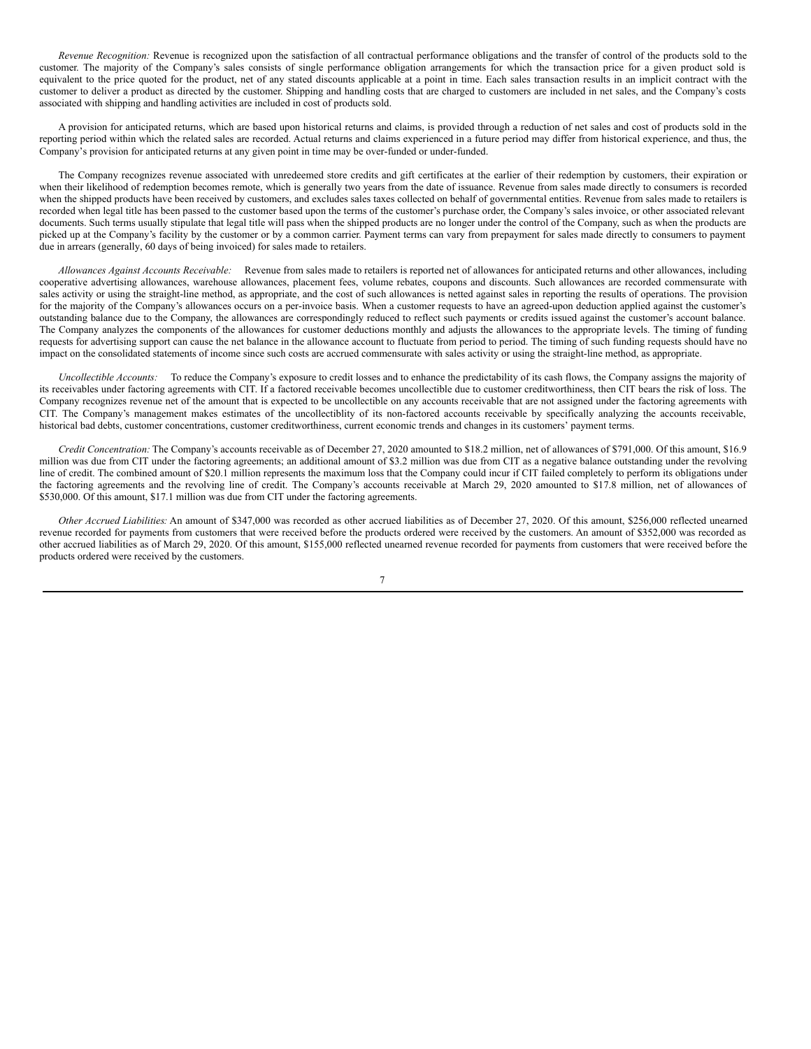*Revenue Recognition:* Revenue is recognized upon the satisfaction of all contractual performance obligations and the transfer of control of the products sold to the customer. The majority of the Company's sales consists of single performance obligation arrangements for which the transaction price for a given product sold is equivalent to the price quoted for the product, net of any stated discounts applicable at a point in time. Each sales transaction results in an implicit contract with the customer to deliver a product as directed by the customer. Shipping and handling costs that are charged to customers are included in net sales, and the Company's costs associated with shipping and handling activities are included in cost of products sold.

A provision for anticipated returns, which are based upon historical returns and claims, is provided through a reduction of net sales and cost of products sold in the reporting period within which the related sales are recorded. Actual returns and claims experienced in a future period may differ from historical experience, and thus, the Company's provision for anticipated returns at any given point in time may be over-funded or under-funded.

The Company recognizes revenue associated with unredeemed store credits and gift certificates at the earlier of their redemption by customers, their expiration or when their likelihood of redemption becomes remote, which is generally two years from the date of issuance. Revenue from sales made directly to consumers is recorded when the shipped products have been received by customers, and excludes sales taxes collected on behalf of governmental entities. Revenue from sales made to retailers is recorded when legal title has been passed to the customer based upon the terms of the customer's purchase order, the Company's sales invoice, or other associated relevant documents. Such terms usually stipulate that legal title will pass when the shipped products are no longer under the control of the Company, such as when the products are picked up at the Company's facility by the customer or by a common carrier. Payment terms can vary from prepayment for sales made directly to consumers to payment due in arrears (generally, 60 days of being invoiced) for sales made to retailers.

*Allowances Against Accounts Receivable:* Revenue from sales made to retailers is reported net of allowances for anticipated returns and other allowances, including cooperative advertising allowances, warehouse allowances, placement fees, volume rebates, coupons and discounts. Such allowances are recorded commensurate with sales activity or using the straight-line method, as appropriate, and the cost of such allowances is netted against sales in reporting the results of operations. The provision for the majority of the Company's allowances occurs on a per-invoice basis. When a customer requests to have an agreed-upon deduction applied against the customer's outstanding balance due to the Company, the allowances are correspondingly reduced to reflect such payments or credits issued against the customer's account balance. The Company analyzes the components of the allowances for customer deductions monthly and adjusts the allowances to the appropriate levels. The timing of funding requests for advertising support can cause the net balance in the allowance account to fluctuate from period to period. The timing of such funding requests should have no impact on the consolidated statements of income since such costs are accrued commensurate with sales activity or using the straight-line method, as appropriate.

*Uncollectible Accounts:* To reduce the Company's exposure to credit losses and to enhance the predictability of its cash flows, the Company assigns the majority of its receivables under factoring agreements with CIT. If a factored receivable becomes uncollectible due to customer creditworthiness, then CIT bears the risk of loss. The Company recognizes revenue net of the amount that is expected to be uncollectible on any accounts receivable that are not assigned under the factoring agreements with CIT. The Company's management makes estimates of the uncollectiblity of its non-factored accounts receivable by specifically analyzing the accounts receivable, historical bad debts, customer concentrations, customer creditworthiness, current economic trends and changes in its customers' payment terms.

*Credit Concentration:* The Company's accounts receivable as of December 27, 2020 amounted to \$18.2 million, net of allowances of \$791,000. Of this amount, \$16.9 million was due from CIT under the factoring agreements; an additional amount of \$3.2 million was due from CIT as a negative balance outstanding under the revolving line of credit. The combined amount of \$20.1 million represents the maximum loss that the Company could incur if CIT failed completely to perform its obligations under the factoring agreements and the revolving line of credit. The Company's accounts receivable at March 29, 2020 amounted to \$17.8 million, net of allowances of \$530,000. Of this amount, \$17.1 million was due from CIT under the factoring agreements.

*Other Accrued Liabilities:* An amount of \$347,000 was recorded as other accrued liabilities as of December 27, 2020. Of this amount, \$256,000 reflected unearned revenue recorded for payments from customers that were received before the products ordered were received by the customers. An amount of \$352,000 was recorded as other accrued liabilities as of March 29, 2020. Of this amount, \$155,000 reflected unearned revenue recorded for payments from customers that were received before the products ordered were received by the customers.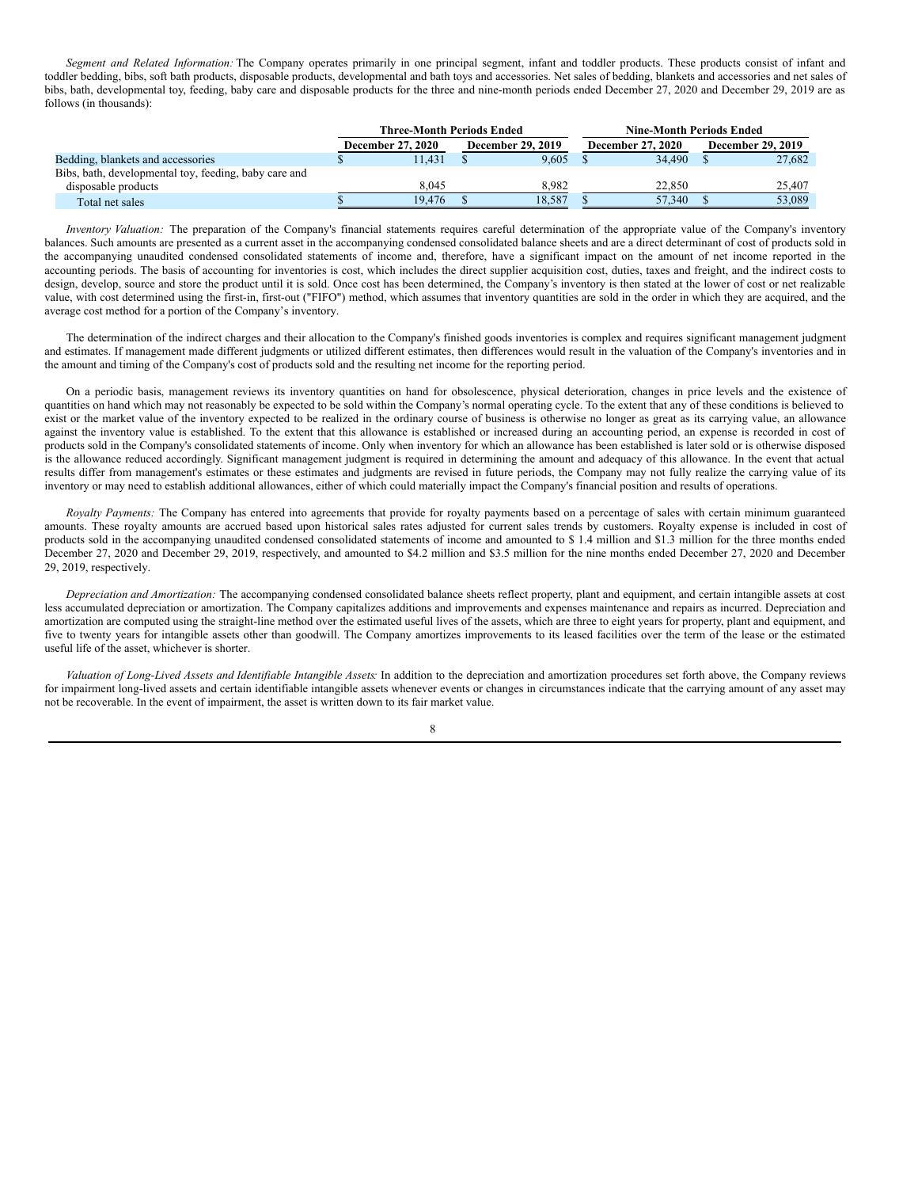*Segment and Related Information:* The Company operates primarily in one principal segment, infant and toddler products. These products consist of infant and toddler bedding, bibs, soft bath products, disposable products, developmental and bath toys and accessories. Net sales of bedding, blankets and accessories and net sales of bibs, bath, developmental toy, feeding, baby care and disposable products for the three and nine-month periods ended December 27, 2020 and December 29, 2019 are as follows (in thousands):

| | Three-Month Periods Ended | | Nine-Month Periods Ended | |
|---|---|---|---|---|
| | December 27, 2020 | December 29, 2019 | December 27, 2020 | December 29, 2019 |
| Bedding, blankets and accessories | $ 11,431 | $ 9,605 | $ 34,490 | $ 27,682 |
| Bibs, bath, developmental toy, feeding, baby care and disposable products | 8,045 | 8,982 | 22,850 | 25,407 |
| Total net sales | $ 19,476 | $ 18,587 | $ 57,340 | $ 53,089 |

*Inventory Valuation:* The preparation of the Company's financial statements requires careful determination of the appropriate value of the Company's inventory balances. Such amounts are presented as a current asset in the accompanying condensed consolidated balance sheets and are a direct determinant of cost of products sold in the accompanying unaudited condensed consolidated statements of income and, therefore, have a significant impact on the amount of net income reported in the accounting periods. The basis of accounting for inventories is cost, which includes the direct supplier acquisition cost, duties, taxes and freight, and the indirect costs to design, develop, source and store the product until it is sold. Once cost has been determined, the Company's inventory is then stated at the lower of cost or net realizable value, with cost determined using the first-in, first-out ("FIFO") method, which assumes that inventory quantities are sold in the order in which they are acquired, and the average cost method for a portion of the Company's inventory.

The determination of the indirect charges and their allocation to the Company's finished goods inventories is complex and requires significant management judgment and estimates. If management made different judgments or utilized different estimates, then differences would result in the valuation of the Company's inventories and in the amount and timing of the Company's cost of products sold and the resulting net income for the reporting period.

On a periodic basis, management reviews its inventory quantities on hand for obsolescence, physical deterioration, changes in price levels and the existence of quantities on hand which may not reasonably be expected to be sold within the Company's normal operating cycle. To the extent that any of these conditions is believed to exist or the market value of the inventory expected to be realized in the ordinary course of business is otherwise no longer as great as its carrying value, an allowance against the inventory value is established. To the extent that this allowance is established or increased during an accounting period, an expense is recorded in cost of products sold in the Company's consolidated statements of income. Only when inventory for which an allowance has been established is later sold or is otherwise disposed is the allowance reduced accordingly. Significant management judgment is required in determining the amount and adequacy of this allowance. In the event that actual results differ from management's estimates or these estimates and judgments are revised in future periods, the Company may not fully realize the carrying value of its inventory or may need to establish additional allowances, either of which could materially impact the Company's financial position and results of operations.

*Royalty Payments:* The Company has entered into agreements that provide for royalty payments based on a percentage of sales with certain minimum guaranteed amounts. These royalty amounts are accrued based upon historical sales rates adjusted for current sales trends by customers. Royalty expense is included in cost of products sold in the accompanying unaudited condensed consolidated statements of income and amounted to $ 1.4 million and $1.3 million for the three months ended December 27, 2020 and December 29, 2019, respectively, and amounted to $4.2 million and $3.5 million for the nine months ended December 27, 2020 and December 29, 2019, respectively.

*Depreciation and Amortization:* The accompanying condensed consolidated balance sheets reflect property, plant and equipment, and certain intangible assets at cost less accumulated depreciation or amortization. The Company capitalizes additions and improvements and expenses maintenance and repairs as incurred. Depreciation and amortization are computed using the straight-line method over the estimated useful lives of the assets, which are three to eight years for property, plant and equipment, and five to twenty years for intangible assets other than goodwill. The Company amortizes improvements to its leased facilities over the term of the lease or the estimated useful life of the asset, whichever is shorter.

*Valuation of Long-Lived Assets and Identifiable Intangible Assets:* In addition to the depreciation and amortization procedures set forth above, the Company reviews for impairment long-lived assets and certain identifiable intangible assets whenever events or changes in circumstances indicate that the carrying amount of any asset may not be recoverable. In the event of impairment, the asset is written down to its fair market value.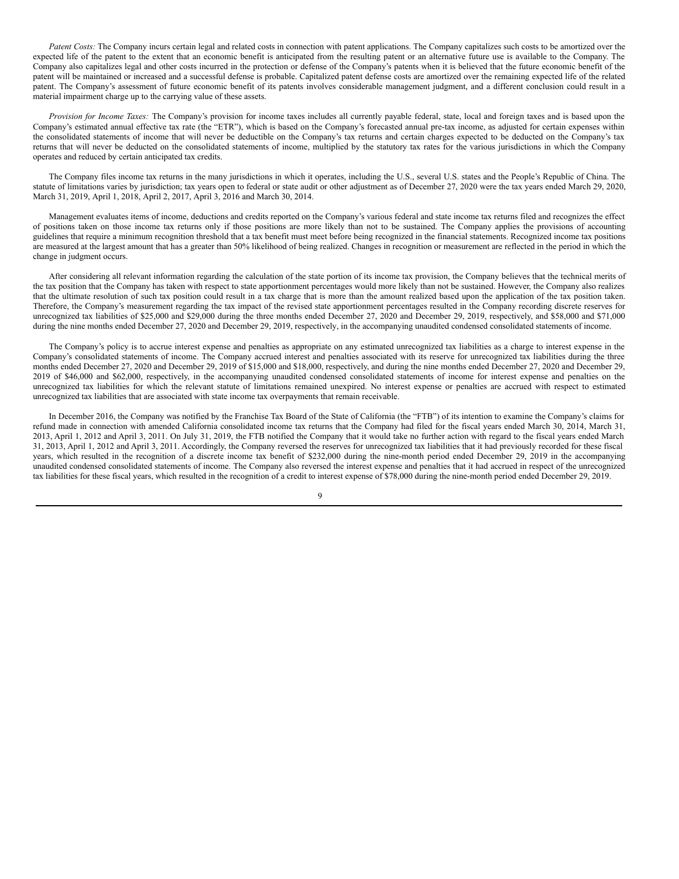*Patent Costs:* The Company incurs certain legal and related costs in connection with patent applications. The Company capitalizes such costs to be amortized over the expected life of the patent to the extent that an economic benefit is anticipated from the resulting patent or an alternative future use is available to the Company. The Company also capitalizes legal and other costs incurred in the protection or defense of the Company's patents when it is believed that the future economic benefit of the patent will be maintained or increased and a successful defense is probable. Capitalized patent defense costs are amortized over the remaining expected life of the related patent. The Company's assessment of future economic benefit of its patents involves considerable management judgment, and a different conclusion could result in a material impairment charge up to the carrying value of these assets.

*Provision for Income Taxes:* The Company's provision for income taxes includes all currently payable federal, state, local and foreign taxes and is based upon the Company's estimated annual effective tax rate (the "ETR"), which is based on the Company's forecasted annual pre-tax income, as adjusted for certain expenses within the consolidated statements of income that will never be deductible on the Company's tax returns and certain charges expected to be deducted on the Company's tax returns that will never be deducted on the consolidated statements of income, multiplied by the statutory tax rates for the various jurisdictions in which the Company operates and reduced by certain anticipated tax credits.

The Company files income tax returns in the many jurisdictions in which it operates, including the U.S., several U.S. states and the People's Republic of China. The statute of limitations varies by jurisdiction; tax years open to federal or state audit or other adjustment as of December 27, 2020 were the tax years ended March 29, 2020, March 31, 2019, April 1, 2018, April 2, 2017, April 3, 2016 and March 30, 2014.

Management evaluates items of income, deductions and credits reported on the Company's various federal and state income tax returns filed and recognizes the effect of positions taken on those income tax returns only if those positions are more likely than not to be sustained. The Company applies the provisions of accounting guidelines that require a minimum recognition threshold that a tax benefit must meet before being recognized in the financial statements. Recognized income tax positions are measured at the largest amount that has a greater than 50% likelihood of being realized. Changes in recognition or measurement are reflected in the period in which the change in judgment occurs.

After considering all relevant information regarding the calculation of the state portion of its income tax provision, the Company believes that the technical merits of the tax position that the Company has taken with respect to state apportionment percentages would more likely than not be sustained. However, the Company also realizes that the ultimate resolution of such tax position could result in a tax charge that is more than the amount realized based upon the application of the tax position taken. Therefore, the Company's measurement regarding the tax impact of the revised state apportionment percentages resulted in the Company recording discrete reserves for unrecognized tax liabilities of $25,000 and $29,000 during the three months ended December 27, 2020 and December 29, 2019, respectively, and $58,000 and $71,000 during the nine months ended December 27, 2020 and December 29, 2019, respectively, in the accompanying unaudited condensed consolidated statements of income.

The Company's policy is to accrue interest expense and penalties as appropriate on any estimated unrecognized tax liabilities as a charge to interest expense in the Company's consolidated statements of income. The Company accrued interest and penalties associated with its reserve for unrecognized tax liabilities during the three months ended December 27, 2020 and December 29, 2019 of $15,000 and $18,000, respectively, and during the nine months ended December 27, 2020 and December 29, 2019 of $46,000 and $62,000, respectively, in the accompanying unaudited condensed consolidated statements of income for interest expense and penalties on the unrecognized tax liabilities for which the relevant statute of limitations remained unexpired. No interest expense or penalties are accrued with respect to estimated unrecognized tax liabilities that are associated with state income tax overpayments that remain receivable.

In December 2016, the Company was notified by the Franchise Tax Board of the State of California (the "FTB") of its intention to examine the Company's claims for refund made in connection with amended California consolidated income tax returns that the Company had filed for the fiscal years ended March 30, 2014, March 31, 2013, April 1, 2012 and April 3, 2011. On July 31, 2019, the FTB notified the Company that it would take no further action with regard to the fiscal years ended March 31, 2013, April 1, 2012 and April 3, 2011. Accordingly, the Company reversed the reserves for unrecognized tax liabilities that it had previously recorded for these fiscal years, which resulted in the recognition of a discrete income tax benefit of $232,000 during the nine-month period ended December 29, 2019 in the accompanying unaudited condensed consolidated statements of income. The Company also reversed the interest expense and penalties that it had accrued in respect of the unrecognized tax liabilities for these fiscal years, which resulted in the recognition of a credit to interest expense of $78,000 during the nine-month period ended December 29, 2019.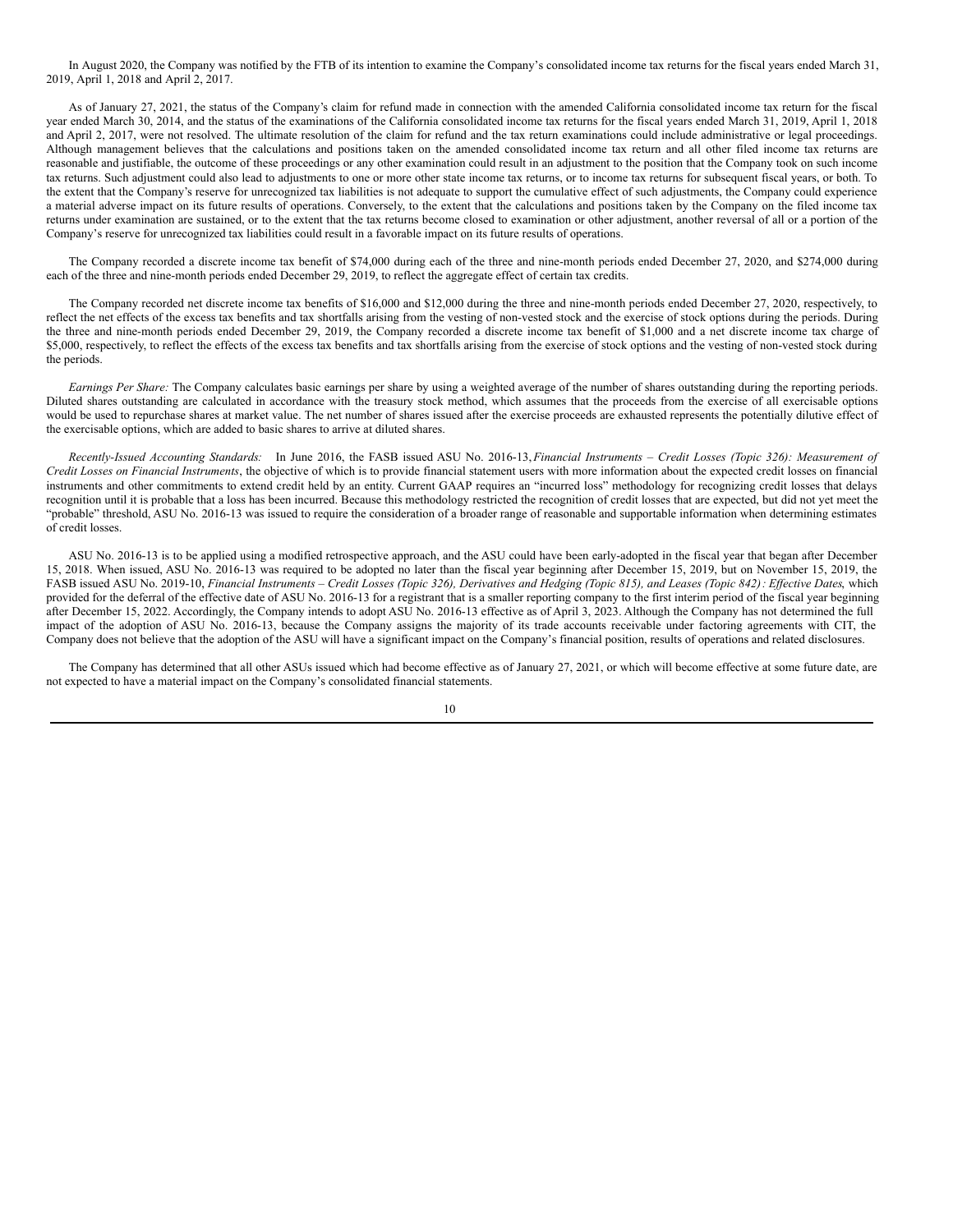In August 2020, the Company was notified by the FTB of its intention to examine the Company's consolidated income tax returns for the fiscal years ended March 31, 2019, April 1, 2018 and April 2, 2017.

As of January 27, 2021, the status of the Company's claim for refund made in connection with the amended California consolidated income tax return for the fiscal year ended March 30, 2014, and the status of the examinations of the California consolidated income tax returns for the fiscal years ended March 31, 2019, April 1, 2018 and April 2, 2017, were not resolved. The ultimate resolution of the claim for refund and the tax return examinations could include administrative or legal proceedings. Although management believes that the calculations and positions taken on the amended consolidated income tax return and all other filed income tax returns are reasonable and justifiable, the outcome of these proceedings or any other examination could result in an adjustment to the position that the Company took on such income tax returns. Such adjustment could also lead to adjustments to one or more other state income tax returns, or to income tax returns for subsequent fiscal years, or both. To the extent that the Company's reserve for unrecognized tax liabilities is not adequate to support the cumulative effect of such adjustments, the Company could experience a material adverse impact on its future results of operations. Conversely, to the extent that the calculations and positions taken by the Company on the filed income tax returns under examination are sustained, or to the extent that the tax returns become closed to examination or other adjustment, another reversal of all or a portion of the Company's reserve for unrecognized tax liabilities could result in a favorable impact on its future results of operations.

The Company recorded a discrete income tax benefit of $74,000 during each of the three and nine-month periods ended December 27, 2020, and $274,000 during each of the three and nine-month periods ended December 29, 2019, to reflect the aggregate effect of certain tax credits.

The Company recorded net discrete income tax benefits of $16,000 and $12,000 during the three and nine-month periods ended December 27, 2020, respectively, to reflect the net effects of the excess tax benefits and tax shortfalls arising from the vesting of non-vested stock and the exercise of stock options during the periods. During the three and nine-month periods ended December 29, 2019, the Company recorded a discrete income tax benefit of $1,000 and a net discrete income tax charge of $5,000, respectively, to reflect the effects of the excess tax benefits and tax shortfalls arising from the exercise of stock options and the vesting of non-vested stock during the periods.

*Earnings Per Share:* The Company calculates basic earnings per share by using a weighted average of the number of shares outstanding during the reporting periods. Diluted shares outstanding are calculated in accordance with the treasury stock method, which assumes that the proceeds from the exercise of all exercisable options would be used to repurchase shares at market value. The net number of shares issued after the exercise proceeds are exhausted represents the potentially dilutive effect of the exercisable options, which are added to basic shares to arrive at diluted shares.

*Recently-Issued Accounting Standards:* In June 2016, the FASB issued ASU No. 2016-13, *Financial Instruments – Credit Losses (Topic 326): Measurement of Credit Losses on Financial Instruments*, the objective of which is to provide financial statement users with more information about the expected credit losses on financial instruments and other commitments to extend credit held by an entity. Current GAAP requires an "incurred loss" methodology for recognizing credit losses that delays recognition until it is probable that a loss has been incurred. Because this methodology restricted the recognition of credit losses that are expected, but did not yet meet the "probable" threshold, ASU No. 2016-13 was issued to require the consideration of a broader range of reasonable and supportable information when determining estimates of credit losses.

ASU No. 2016-13 is to be applied using a modified retrospective approach, and the ASU could have been early-adopted in the fiscal year that began after December 15, 2018. When issued, ASU No. 2016-13 was required to be adopted no later than the fiscal year beginning after December 15, 2019, but on November 15, 2019, the FASB issued ASU No. 2019-10, *Financial Instruments – Credit Losses (Topic 326), Derivatives and Hedging (Topic 815), and Leases (Topic 842): Effective Dates*, which provided for the deferral of the effective date of ASU No. 2016-13 for a registrant that is a smaller reporting company to the first interim period of the fiscal year beginning after December 15, 2022. Accordingly, the Company intends to adopt ASU No. 2016-13 effective as of April 3, 2023. Although the Company has not determined the full impact of the adoption of ASU No. 2016-13, because the Company assigns the majority of its trade accounts receivable under factoring agreements with CIT, the Company does not believe that the adoption of the ASU will have a significant impact on the Company's financial position, results of operations and related disclosures.

The Company has determined that all other ASUs issued which had become effective as of January 27, 2021, or which will become effective at some future date, are not expected to have a material impact on the Company's consolidated financial statements.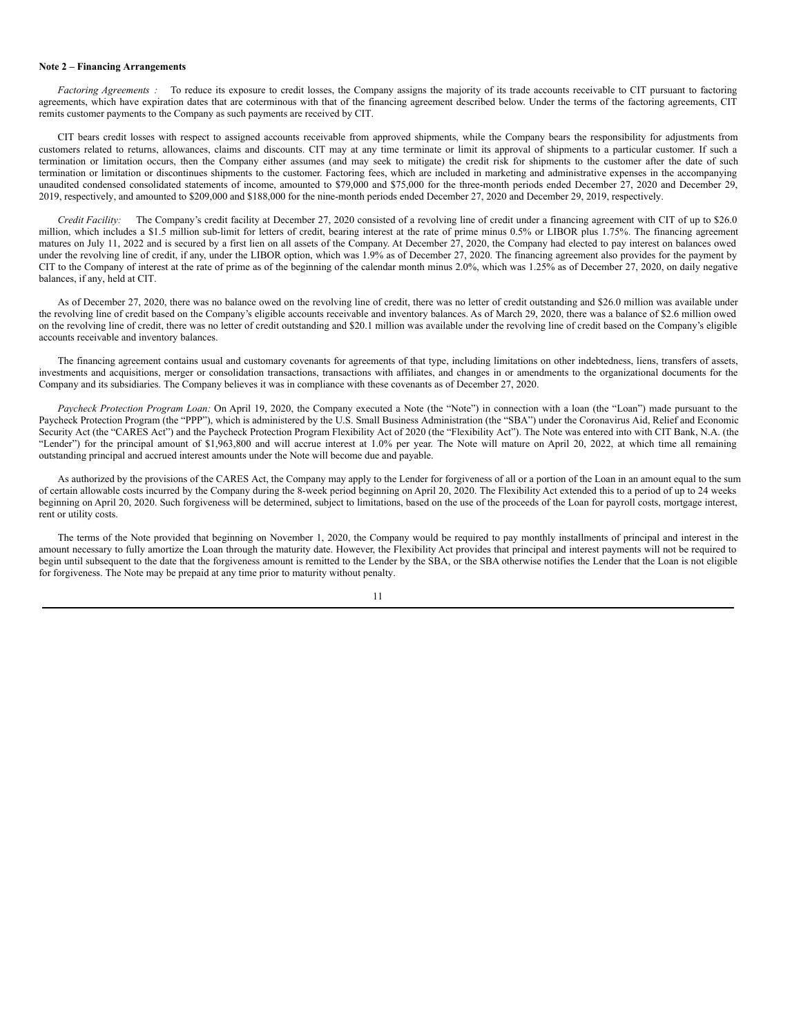**Note 2 – Financing Arrangements**

*Factoring Agreements :* To reduce its exposure to credit losses, the Company assigns the majority of its trade accounts receivable to CIT pursuant to factoring agreements, which have expiration dates that are coterminous with that of the financing agreement described below. Under the terms of the factoring agreements, CIT remits customer payments to the Company as such payments are received by CIT.

CIT bears credit losses with respect to assigned accounts receivable from approved shipments, while the Company bears the responsibility for adjustments from customers related to returns, allowances, claims and discounts. CIT may at any time terminate or limit its approval of shipments to a particular customer. If such a termination or limitation occurs, then the Company either assumes (and may seek to mitigate) the credit risk for shipments to the customer after the date of such termination or limitation or discontinues shipments to the customer. Factoring fees, which are included in marketing and administrative expenses in the accompanying unaudited condensed consolidated statements of income, amounted to $79,000 and $75,000 for the three-month periods ended December 27, 2020 and December 29, 2019, respectively, and amounted to $209,000 and $188,000 for the nine-month periods ended December 27, 2020 and December 29, 2019, respectively.

*Credit Facility:* The Company's credit facility at December 27, 2020 consisted of a revolving line of credit under a financing agreement with CIT of up to $26.0 million, which includes a $1.5 million sub-limit for letters of credit, bearing interest at the rate of prime minus 0.5% or LIBOR plus 1.75%. The financing agreement matures on July 11, 2022 and is secured by a first lien on all assets of the Company. At December 27, 2020, the Company had elected to pay interest on balances owed under the revolving line of credit, if any, under the LIBOR option, which was 1.9% as of December 27, 2020. The financing agreement also provides for the payment by CIT to the Company of interest at the rate of prime as of the beginning of the calendar month minus 2.0%, which was 1.25% as of December 27, 2020, on daily negative balances, if any, held at CIT.

As of December 27, 2020, there was no balance owed on the revolving line of credit, there was no letter of credit outstanding and $26.0 million was available under the revolving line of credit based on the Company's eligible accounts receivable and inventory balances. As of March 29, 2020, there was a balance of $2.6 million owed on the revolving line of credit, there was no letter of credit outstanding and $20.1 million was available under the revolving line of credit based on the Company's eligible accounts receivable and inventory balances.

The financing agreement contains usual and customary covenants for agreements of that type, including limitations on other indebtedness, liens, transfers of assets, investments and acquisitions, merger or consolidation transactions, transactions with affiliates, and changes in or amendments to the organizational documents for the Company and its subsidiaries. The Company believes it was in compliance with these covenants as of December 27, 2020.

*Paycheck Protection Program Loan:* On April 19, 2020, the Company executed a Note (the "Note") in connection with a loan (the "Loan") made pursuant to the Paycheck Protection Program (the "PPP"), which is administered by the U.S. Small Business Administration (the "SBA") under the Coronavirus Aid, Relief and Economic Security Act (the "CARES Act") and the Paycheck Protection Program Flexibility Act of 2020 (the "Flexibility Act"). The Note was entered into with CIT Bank, N.A. (the "Lender") for the principal amount of $1,963,800 and will accrue interest at 1.0% per year. The Note will mature on April 20, 2022, at which time all remaining outstanding principal and accrued interest amounts under the Note will become due and payable.

As authorized by the provisions of the CARES Act, the Company may apply to the Lender for forgiveness of all or a portion of the Loan in an amount equal to the sum of certain allowable costs incurred by the Company during the 8-week period beginning on April 20, 2020. The Flexibility Act extended this to a period of up to 24 weeks beginning on April 20, 2020. Such forgiveness will be determined, subject to limitations, based on the use of the proceeds of the Loan for payroll costs, mortgage interest, rent or utility costs.

The terms of the Note provided that beginning on November 1, 2020, the Company would be required to pay monthly installments of principal and interest in the amount necessary to fully amortize the Loan through the maturity date. However, the Flexibility Act provides that principal and interest payments will not be required to begin until subsequent to the date that the forgiveness amount is remitted to the Lender by the SBA, or the SBA otherwise notifies the Lender that the Loan is not eligible for forgiveness. The Note may be prepaid at any time prior to maturity without penalty.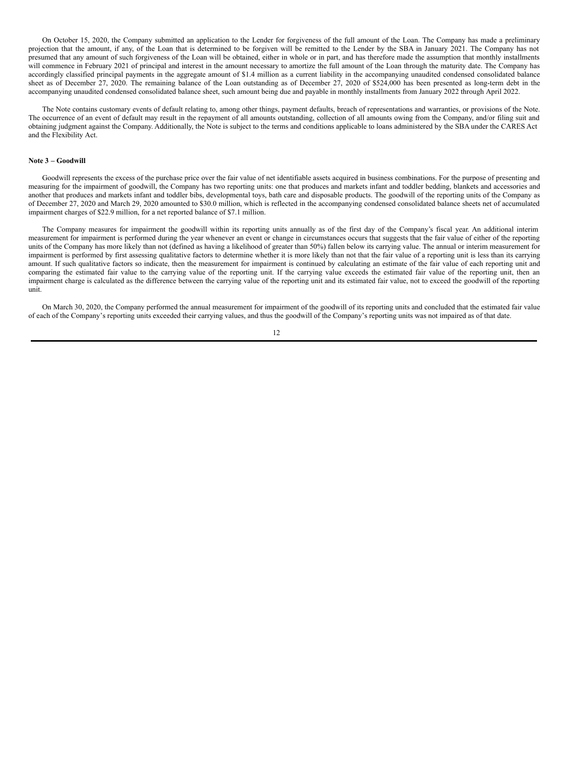On October 15, 2020, the Company submitted an application to the Lender for forgiveness of the full amount of the Loan. The Company has made a preliminary projection that the amount, if any, of the Loan that is determined to be forgiven will be remitted to the Lender by the SBA in January 2021. The Company has not presumed that any amount of such forgiveness of the Loan will be obtained, either in whole or in part, and has therefore made the assumption that monthly installments will commence in February 2021 of principal and interest in the amount necessary to amortize the full amount of the Loan through the maturity date. The Company has accordingly classified principal payments in the aggregate amount of $1.4 million as a current liability in the accompanying unaudited condensed consolidated balance sheet as of December 27, 2020. The remaining balance of the Loan outstanding as of December 27, 2020 of $524,000 has been presented as long-term debt in the accompanying unaudited condensed consolidated balance sheet, such amount being due and payable in monthly installments from January 2022 through April 2022.

The Note contains customary events of default relating to, among other things, payment defaults, breach of representations and warranties, or provisions of the Note. The occurrence of an event of default may result in the repayment of all amounts outstanding, collection of all amounts owing from the Company, and/or filing suit and obtaining judgment against the Company. Additionally, the Note is subject to the terms and conditions applicable to loans administered by the SBA under the CARES Act and the Flexibility Act.

**Note 3 – Goodwill**

Goodwill represents the excess of the purchase price over the fair value of net identifiable assets acquired in business combinations. For the purpose of presenting and measuring for the impairment of goodwill, the Company has two reporting units: one that produces and markets infant and toddler bedding, blankets and accessories and another that produces and markets infant and toddler bibs, developmental toys, bath care and disposable products. The goodwill of the reporting units of the Company as of December 27, 2020 and March 29, 2020 amounted to $30.0 million, which is reflected in the accompanying condensed consolidated balance sheets net of accumulated impairment charges of $22.9 million, for a net reported balance of $7.1 million.

The Company measures for impairment the goodwill within its reporting units annually as of the first day of the Company's fiscal year. An additional interim measurement for impairment is performed during the year whenever an event or change in circumstances occurs that suggests that the fair value of either of the reporting units of the Company has more likely than not (defined as having a likelihood of greater than 50%) fallen below its carrying value. The annual or interim measurement for impairment is performed by first assessing qualitative factors to determine whether it is more likely than not that the fair value of a reporting unit is less than its carrying amount. If such qualitative factors so indicate, then the measurement for impairment is continued by calculating an estimate of the fair value of each reporting unit and comparing the estimated fair value to the carrying value of the reporting unit. If the carrying value exceeds the estimated fair value of the reporting unit, then an impairment charge is calculated as the difference between the carrying value of the reporting unit and its estimated fair value, not to exceed the goodwill of the reporting unit.

On March 30, 2020, the Company performed the annual measurement for impairment of the goodwill of its reporting units and concluded that the estimated fair value of each of the Company's reporting units exceeded their carrying values, and thus the goodwill of the Company's reporting units was not impaired as of that date.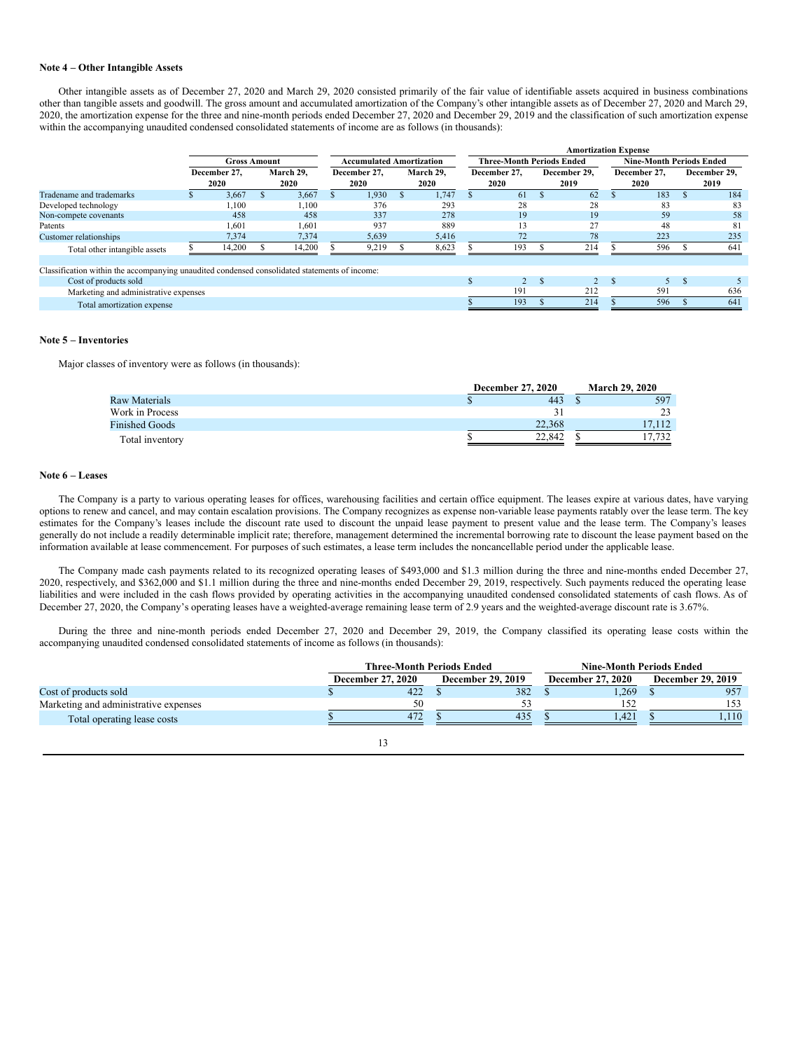### Note 4 – Other Intangible Assets

Other intangible assets as of December 27, 2020 and March 29, 2020 consisted primarily of the fair value of identifiable assets acquired in business combinations other than tangible assets and goodwill. The gross amount and accumulated amortization of the Company's other intangible assets as of December 27, 2020 and March 29, 2020, the amortization expense for the three and nine-month periods ended December 27, 2020 and December 29, 2019 and the classification of such amortization expense within the accompanying unaudited condensed consolidated statements of income are as follows (in thousands):

| | Gross Amount | | Accumulated Amortization | | Amortization Expense | | | |
|---|---|---|---|---|---|---|---|---|
| | | | | | Three-Month Periods Ended | | Nine-Month Periods Ended | |
| | December 27, 2020 | March 29, 2020 | December 27, 2020 | March 29, 2020 | December 27, 2020 | December 29, 2019 | December 27, 2020 | December 29, 2019 |
| Tradename and trademarks | $ 3,667 | $ 3,667 | $ 1,930 | $ 1,747 | $ 61 | $ 62 | $ 183 | $ 184 |
| Developed technology | 1,100 | 1,100 | 376 | 293 | 28 | 28 | 83 | 83 |
| Non-compete covenants | 458 | 458 | 337 | 278 | 19 | 19 | 59 | 58 |
| Patents | 1,601 | 1,601 | 937 | 889 | 13 | 27 | 48 | 81 |
| Customer relationships | 7,374 | 7,374 | 5,639 | 5,416 | 72 | 78 | 223 | 235 |
| Total other intangible assets | $ 14,200 | $ 14,200 | $ 9,219 | $ 8,623 | $ 193 | $ 214 | $ 596 | $ 641 |
| | | | | | | | | |
| Classification within the accompanying unaudited condensed consolidated statements of income: | | | | | | | | |
| Cost of products sold | | | | | $ 2 | $ 2 | $ 5 | $ 5 |
| Marketing and administrative expenses | | | | | 191 | 212 | 591 | 636 |
| Total amortization expense | | | | | $ 193 | $ 214 | $ 596 | $ 641 |

### Note 5 – Inventories

Major classes of inventory were as follows (in thousands):

| | December 27, 2020 | March 29, 2020 |
|---|---|---|
| Raw Materials | $ 443 | $ 597 |
| Work in Process | 31 | 23 |
| Finished Goods | 22,368 | 17,112 |
| Total inventory | $ 22,842 | $ 17,732 |

### Note 6 – Leases

The Company is a party to various operating leases for offices, warehousing facilities and certain office equipment. The leases expire at various dates, have varying options to renew and cancel, and may contain escalation provisions. The Company recognizes as expense non-variable lease payments ratably over the lease term. The key estimates for the Company's leases include the discount rate used to discount the unpaid lease payment to present value and the lease term. The Company's leases generally do not include a readily determinable implicit rate; therefore, management determined the incremental borrowing rate to discount the lease payment based on the information available at lease commencement. For purposes of such estimates, a lease term includes the noncancellable period under the applicable lease.

The Company made cash payments related to its recognized operating leases of $493,000 and $1.3 million during the three and nine-months ended December 27, 2020, respectively, and $362,000 and $1.1 million during the three and nine-months ended December 29, 2019, respectively. Such payments reduced the operating lease liabilities and were included in the cash flows provided by operating activities in the accompanying unaudited condensed consolidated statements of cash flows. As of December 27, 2020, the Company's operating leases have a weighted-average remaining lease term of 2.9 years and the weighted-average discount rate is 3.67%.

During the three and nine-month periods ended December 27, 2020 and December 29, 2019, the Company classified its operating lease costs within the accompanying unaudited condensed consolidated statements of income as follows (in thousands):

| | Three-Month Periods Ended | | Nine-Month Periods Ended | |
|---|---|---|---|---|
| | December 27, 2020 | December 29, 2019 | December 27, 2020 | December 29, 2019 |
| Cost of products sold | $ 422 | $ 382 | $ 1,269 | $ 957 |
| Marketing and administrative expenses | 50 | 53 | 152 | 153 |
| Total operating lease costs | $ 472 | $ 435 | $ 1,421 | $ 1,110 |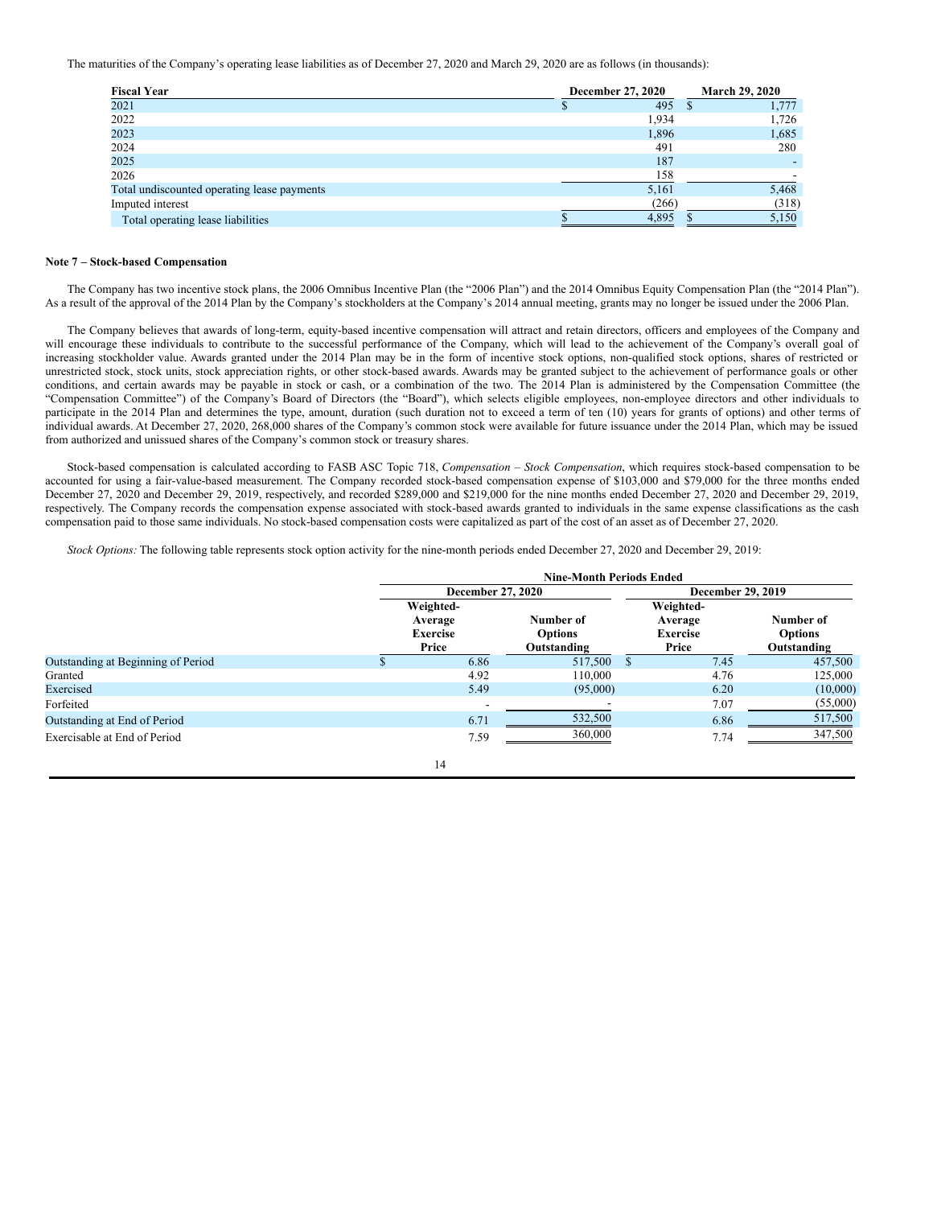The maturities of the Company's operating lease liabilities as of December 27, 2020 and March 29, 2020 are as follows (in thousands):

| Fiscal Year | December 27, 2020 | March 29, 2020 |
|---|---|---|
| 2021 | $ 495 | $ 1,777 |
| 2022 | 1,934 | 1,726 |
| 2023 | 1,896 | 1,685 |
| 2024 | 491 | 280 |
| 2025 | 187 | - |
| 2026 | 158 | - |
| Total undiscounted operating lease payments | 5,161 | 5,468 |
| Imputed interest | (266) | (318) |
| Total operating lease liabilities | $ 4,895 | $ 5,150 |

**Note 7 – Stock-based Compensation**

The Company has two incentive stock plans, the 2006 Omnibus Incentive Plan (the "2006 Plan") and the 2014 Omnibus Equity Compensation Plan (the "2014 Plan"). As a result of the approval of the 2014 Plan by the Company's stockholders at the Company's 2014 annual meeting, grants may no longer be issued under the 2006 Plan.

The Company believes that awards of long-term, equity-based incentive compensation will attract and retain directors, officers and employees of the Company and will encourage these individuals to contribute to the successful performance of the Company, which will lead to the achievement of the Company's overall goal of increasing stockholder value. Awards granted under the 2014 Plan may be in the form of incentive stock options, non-qualified stock options, shares of restricted or unrestricted stock, stock units, stock appreciation rights, or other stock-based awards. Awards may be granted subject to the achievement of performance goals or other conditions, and certain awards may be payable in stock or cash, or a combination of the two. The 2014 Plan is administered by the Compensation Committee (the "Compensation Committee") of the Company's Board of Directors (the "Board"), which selects eligible employees, non-employee directors and other individuals to participate in the 2014 Plan and determines the type, amount, duration (such duration not to exceed a term of ten (10) years for grants of options) and other terms of individual awards. At December 27, 2020, 268,000 shares of the Company's common stock were available for future issuance under the 2014 Plan, which may be issued from authorized and unissued shares of the Company's common stock or treasury shares.

Stock-based compensation is calculated according to FASB ASC Topic 718, *Compensation – Stock Compensation*, which requires stock-based compensation to be accounted for using a fair-value-based measurement. The Company recorded stock-based compensation expense of $103,000 and $79,000 for the three months ended December 27, 2020 and December 29, 2019, respectively, and recorded $289,000 and $219,000 for the nine months ended December 27, 2020 and December 29, 2019, respectively. The Company records the compensation expense associated with stock-based awards granted to individuals in the same expense classifications as the cash compensation paid to those same individuals. No stock-based compensation costs were capitalized as part of the cost of an asset as of December 27, 2020.

*Stock Options:* The following table represents stock option activity for the nine-month periods ended December 27, 2020 and December 29, 2019:

| | Nine-Month Periods Ended | | | |
|---|---|---|---|---|
| | December 27, 2020 | | December 29, 2019 | |
| | Weighted-Average Exercise Price | Number of Options Outstanding | Weighted-Average Exercise Price | Number of Options Outstanding |
| Outstanding at Beginning of Period | $ 6.86 | 517,500 | $ 7.45 | 457,500 |
| Granted | 4.92 | 110,000 | 4.76 | 125,000 |
| Exercised | 5.49 | (95,000) | 6.20 | (10,000) |
| Forfeited | - | - | 7.07 | (55,000) |
| Outstanding at End of Period | 6.71 | 532,500 | 6.86 | 517,500 |
| Exercisable at End of Period | 7.59 | 360,000 | 7.74 | 347,500 |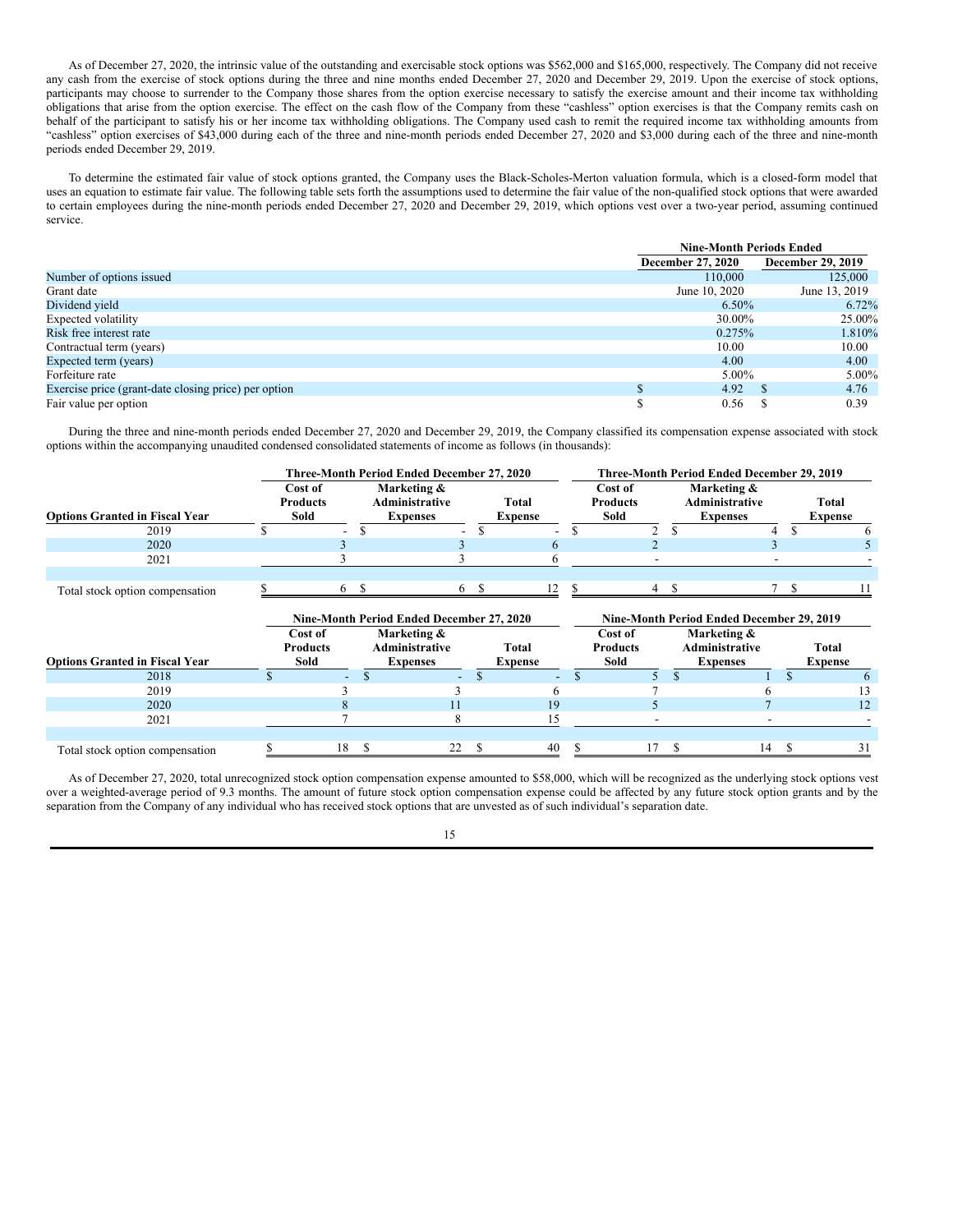As of December 27, 2020, the intrinsic value of the outstanding and exercisable stock options was $562,000 and $165,000, respectively. The Company did not receive any cash from the exercise of stock options during the three and nine months ended December 27, 2020 and December 29, 2019. Upon the exercise of stock options, participants may choose to surrender to the Company those shares from the option exercise necessary to satisfy the exercise amount and their income tax withholding obligations that arise from the option exercise. The effect on the cash flow of the Company from these "cashless" option exercises is that the Company remits cash on behalf of the participant to satisfy his or her income tax withholding obligations. The Company used cash to remit the required income tax withholding amounts from "cashless" option exercises of $43,000 during each of the three and nine-month periods ended December 27, 2020 and $3,000 during each of the three and nine-month periods ended December 29, 2019.

To determine the estimated fair value of stock options granted, the Company uses the Black-Scholes-Merton valuation formula, which is a closed-form model that uses an equation to estimate fair value. The following table sets forth the assumptions used to determine the fair value of the non-qualified stock options that were awarded to certain employees during the nine-month periods ended December 27, 2020 and December 29, 2019, which options vest over a two-year period, assuming continued service.

| | Nine-Month Periods Ended | |
|---|---|---|
| | December 27, 2020 | December 29, 2019 |
| Number of options issued | 110,000 | 125,000 |
| Grant date | June 10, 2020 | June 13, 2019 |
| Dividend yield | 6.50% | 6.72% |
| Expected volatility | 30.00% | 25.00% |
| Risk free interest rate | 0.275% | 1.810% |
| Contractual term (years) | 10.00 | 10.00 |
| Expected term (years) | 4.00 | 4.00 |
| Forfeiture rate | 5.00% | 5.00% |
| Exercise price (grant-date closing price) per option | $ 4.92 | $ 4.76 |
| Fair value per option | $ 0.56 | $ 0.39 |

During the three and nine-month periods ended December 27, 2020 and December 29, 2019, the Company classified its compensation expense associated with stock options within the accompanying unaudited condensed consolidated statements of income as follows (in thousands):

| | Three-Month Period Ended December 27, 2020 | | | Three-Month Period Ended December 29, 2019 | | |
|---|---|---|---|---|---|---|
| Options Granted in Fiscal Year | Cost of Products Sold | Marketing & Administrative Expenses | Total Expense | Cost of Products Sold | Marketing & Administrative Expenses | Total Expense |
| 2019 | $ - | $ - | $ - | $ 2 | $ 4 | $ 6 |
| 2020 | 3 | 3 | 6 | 2 | 3 | 5 |
| 2021 | 3 | 3 | 6 | - | - | - |
| Total stock option compensation | $ 6 | $ 6 | $ 12 | $ 4 | $ 7 | $ 11 |

| | Nine-Month Period Ended December 27, 2020 | | | Nine-Month Period Ended December 29, 2019 | | |
|---|---|---|---|---|---|---|
| Options Granted in Fiscal Year | Cost of Products Sold | Marketing & Administrative Expenses | Total Expense | Cost of Products Sold | Marketing & Administrative Expenses | Total Expense |
| 2018 | $ - | $ - | $ - | $ 5 | $ 1 | $ 6 |
| 2019 | 3 | 3 | 6 | 7 | 6 | 13 |
| 2020 | 8 | 11 | 19 | 5 | 7 | 12 |
| 2021 | 7 | 8 | 15 | - | - | - |
| Total stock option compensation | $ 18 | $ 22 | $ 40 | $ 17 | $ 14 | $ 31 |

As of December 27, 2020, total unrecognized stock option compensation expense amounted to $58,000, which will be recognized as the underlying stock options vest over a weighted-average period of 9.3 months. The amount of future stock option compensation expense could be affected by any future stock option grants and by the separation from the Company of any individual who has received stock options that are unvested as of such individual's separation date.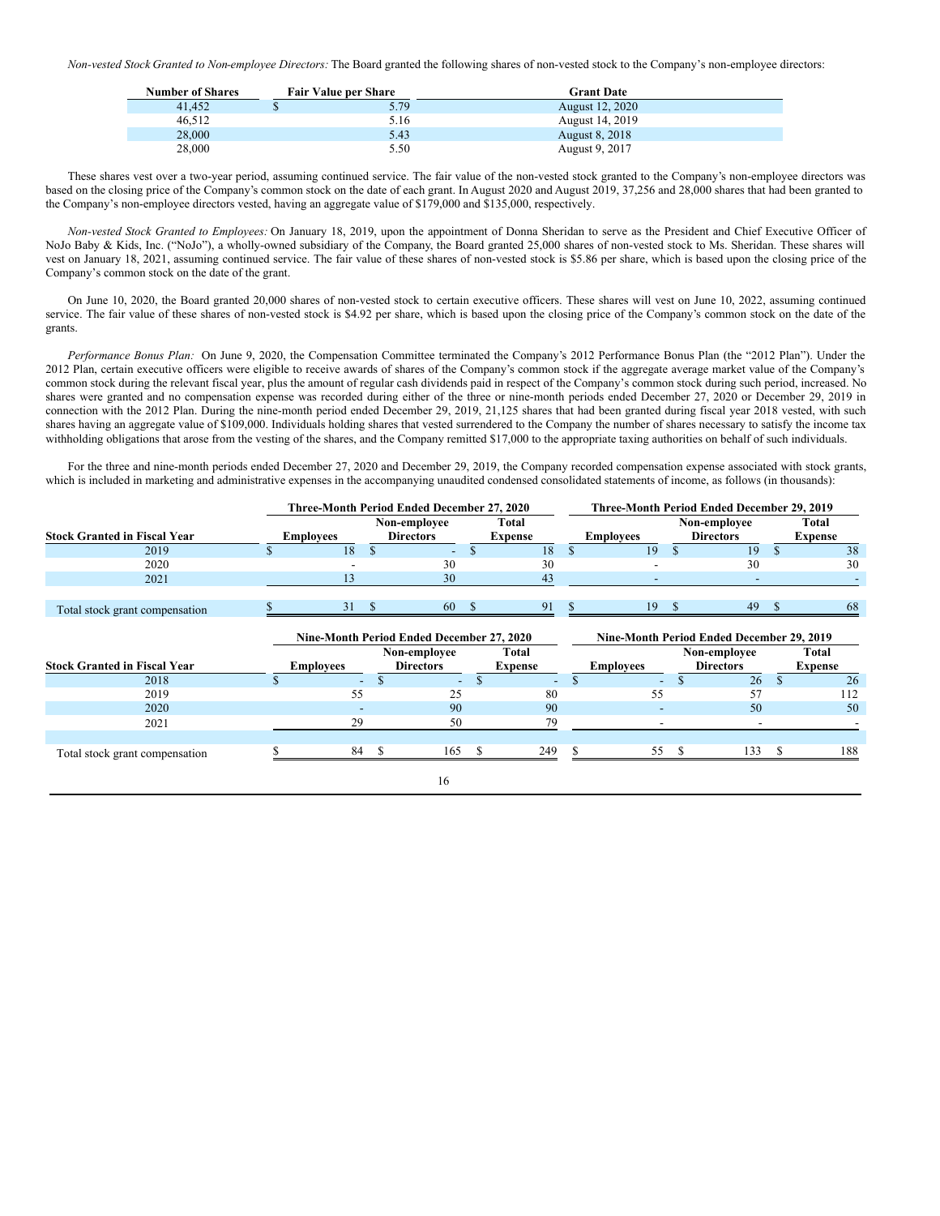*Non-vested Stock Granted to Non-employee Directors:* The Board granted the following shares of non-vested stock to the Company's non-employee directors:

| Number of Shares | Fair Value per Share | Grant Date |
|---|---|---|
| 41,452 | $ 5.79 | August 12, 2020 |
| 46,512 | 5.16 | August 14, 2019 |
| 28,000 | 5.43 | August 8, 2018 |
| 28,000 | 5.50 | August 9, 2017 |

These shares vest over a two-year period, assuming continued service. The fair value of the non-vested stock granted to the Company's non-employee directors was based on the closing price of the Company's common stock on the date of each grant. In August 2020 and August 2019, 37,256 and 28,000 shares that had been granted to the Company's non-employee directors vested, having an aggregate value of $179,000 and $135,000, respectively.

*Non-vested Stock Granted to Employees:* On January 18, 2019, upon the appointment of Donna Sheridan to serve as the President and Chief Executive Officer of NoJo Baby & Kids, Inc. ("NoJo"), a wholly-owned subsidiary of the Company, the Board granted 25,000 shares of non-vested stock to Ms. Sheridan. These shares will vest on January 18, 2021, assuming continued service. The fair value of these shares of non-vested stock is $5.86 per share, which is based upon the closing price of the Company's common stock on the date of the grant.

On June 10, 2020, the Board granted 20,000 shares of non-vested stock to certain executive officers. These shares will vest on June 10, 2022, assuming continued service. The fair value of these shares of non-vested stock is $4.92 per share, which is based upon the closing price of the Company's common stock on the date of the grants.

*Performance Bonus Plan:* On June 9, 2020, the Compensation Committee terminated the Company's 2012 Performance Bonus Plan (the "2012 Plan"). Under the 2012 Plan, certain executive officers were eligible to receive awards of shares of the Company's common stock if the aggregate average market value of the Company's common stock during the relevant fiscal year, plus the amount of regular cash dividends paid in respect of the Company's common stock during such period, increased. No shares were granted and no compensation expense was recorded during either of the three or nine-month periods ended December 27, 2020 or December 29, 2019 in connection with the 2012 Plan. During the nine-month period ended December 29, 2019, 21,125 shares that had been granted during fiscal year 2018 vested, with such shares having an aggregate value of $109,000. Individuals holding shares that vested surrendered to the Company the number of shares necessary to satisfy the income tax withholding obligations that arose from the vesting of the shares, and the Company remitted $17,000 to the appropriate taxing authorities on behalf of such individuals.

For the three and nine-month periods ended December 27, 2020 and December 29, 2019, the Company recorded compensation expense associated with stock grants, which is included in marketing and administrative expenses in the accompanying unaudited condensed consolidated statements of income, as follows (in thousands):

| | Three-Month Period Ended December 27, 2020 | | | Three-Month Period Ended December 29, 2019 | | |
|---|---|---|---|---|---|---|
| Stock Granted in Fiscal Year | Employees | Non-employee Directors | Total Expense | Employees | Non-employee Directors | Total Expense |
| 2019 | $ 18 | $ - | $ 18 | $ 19 | $ 19 | $ 38 |
| 2020 | - | 30 | 30 | - | 30 | 30 |
| 2021 | 13 | 30 | 43 | - | - | - |
| Total stock grant compensation | $ 31 | $ 60 | $ 91 | $ 19 | $ 49 | $ 68 |

| | Nine-Month Period Ended December 27, 2020 | | | Nine-Month Period Ended December 29, 2019 | | |
|---|---|---|---|---|---|---|
| Stock Granted in Fiscal Year | Employees | Non-employee Directors | Total Expense | Employees | Non-employee Directors | Total Expense |
| 2018 | $ - | $ - | $ - | $ - | $ 26 | $ 26 |
| 2019 | 55 | 25 | 80 | 55 | 57 | 112 |
| 2020 | - | 90 | 90 | - | 50 | 50 |
| 2021 | 29 | 50 | 79 | - | - | - |
| Total stock grant compensation | $ 84 | $ 165 | $ 249 | $ 55 | $ 133 | $ 188 |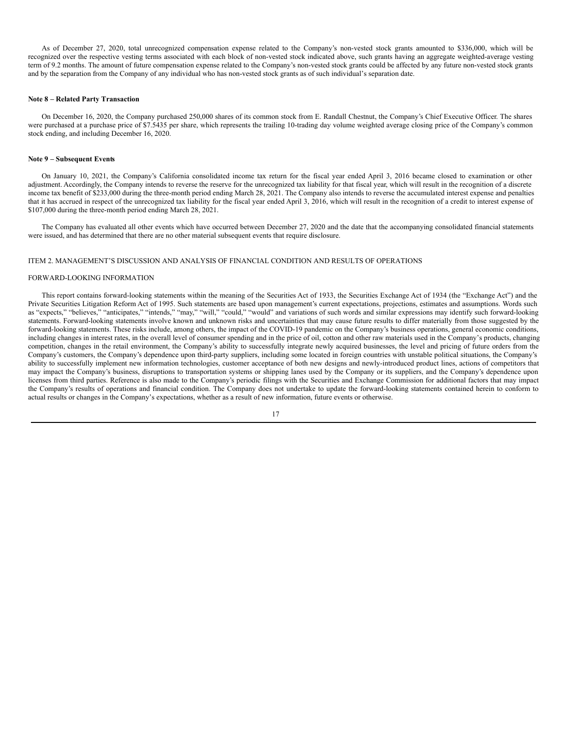As of December 27, 2020, total unrecognized compensation expense related to the Company's non-vested stock grants amounted to $336,000, which will be recognized over the respective vesting terms associated with each block of non-vested stock indicated above, such grants having an aggregate weighted-average vesting term of 9.2 months. The amount of future compensation expense related to the Company's non-vested stock grants could be affected by any future non-vested stock grants and by the separation from the Company of any individual who has non-vested stock grants as of such individual's separation date.

**Note 8 – Related Party Transaction**

On December 16, 2020, the Company purchased 250,000 shares of its common stock from E. Randall Chestnut, the Company's Chief Executive Officer. The shares were purchased at a purchase price of $7.5435 per share, which represents the trailing 10-trading day volume weighted average closing price of the Company's common stock ending, and including December 16, 2020.

**Note 9 – Subsequent Events**

On January 10, 2021, the Company's California consolidated income tax return for the fiscal year ended April 3, 2016 became closed to examination or other adjustment. Accordingly, the Company intends to reverse the reserve for the unrecognized tax liability for that fiscal year, which will result in the recognition of a discrete income tax benefit of $233,000 during the three-month period ending March 28, 2021. The Company also intends to reverse the accumulated interest expense and penalties that it has accrued in respect of the unrecognized tax liability for the fiscal year ended April 3, 2016, which will result in the recognition of a credit to interest expense of $107,000 during the three-month period ending March 28, 2021.

The Company has evaluated all other events which have occurred between December 27, 2020 and the date that the accompanying consolidated financial statements were issued, and has determined that there are no other material subsequent events that require disclosure.

## ITEM 2. MANAGEMENT'S DISCUSSION AND ANALYSIS OF FINANCIAL CONDITION AND RESULTS OF OPERATIONS

### FORWARD-LOOKING INFORMATION

This report contains forward-looking statements within the meaning of the Securities Act of 1933, the Securities Exchange Act of 1934 (the "Exchange Act") and the Private Securities Litigation Reform Act of 1995. Such statements are based upon management's current expectations, projections, estimates and assumptions. Words such as "expects," "believes," "anticipates," "intends," "may," "will," "could," "would" and variations of such words and similar expressions may identify such forward-looking statements. Forward-looking statements involve known and unknown risks and uncertainties that may cause future results to differ materially from those suggested by the forward-looking statements. These risks include, among others, the impact of the COVID-19 pandemic on the Company's business operations, general economic conditions, including changes in interest rates, in the overall level of consumer spending and in the price of oil, cotton and other raw materials used in the Company's products, changing competition, changes in the retail environment, the Company's ability to successfully integrate newly acquired businesses, the level and pricing of future orders from the Company's customers, the Company's dependence upon third-party suppliers, including some located in foreign countries with unstable political situations, the Company's ability to successfully implement new information technologies, customer acceptance of both new designs and newly-introduced product lines, actions of competitors that may impact the Company's business, disruptions to transportation systems or shipping lanes used by the Company or its suppliers, and the Company's dependence upon licenses from third parties. Reference is also made to the Company's periodic filings with the Securities and Exchange Commission for additional factors that may impact the Company's results of operations and financial condition. The Company does not undertake to update the forward-looking statements contained herein to conform to actual results or changes in the Company's expectations, whether as a result of new information, future events or otherwise.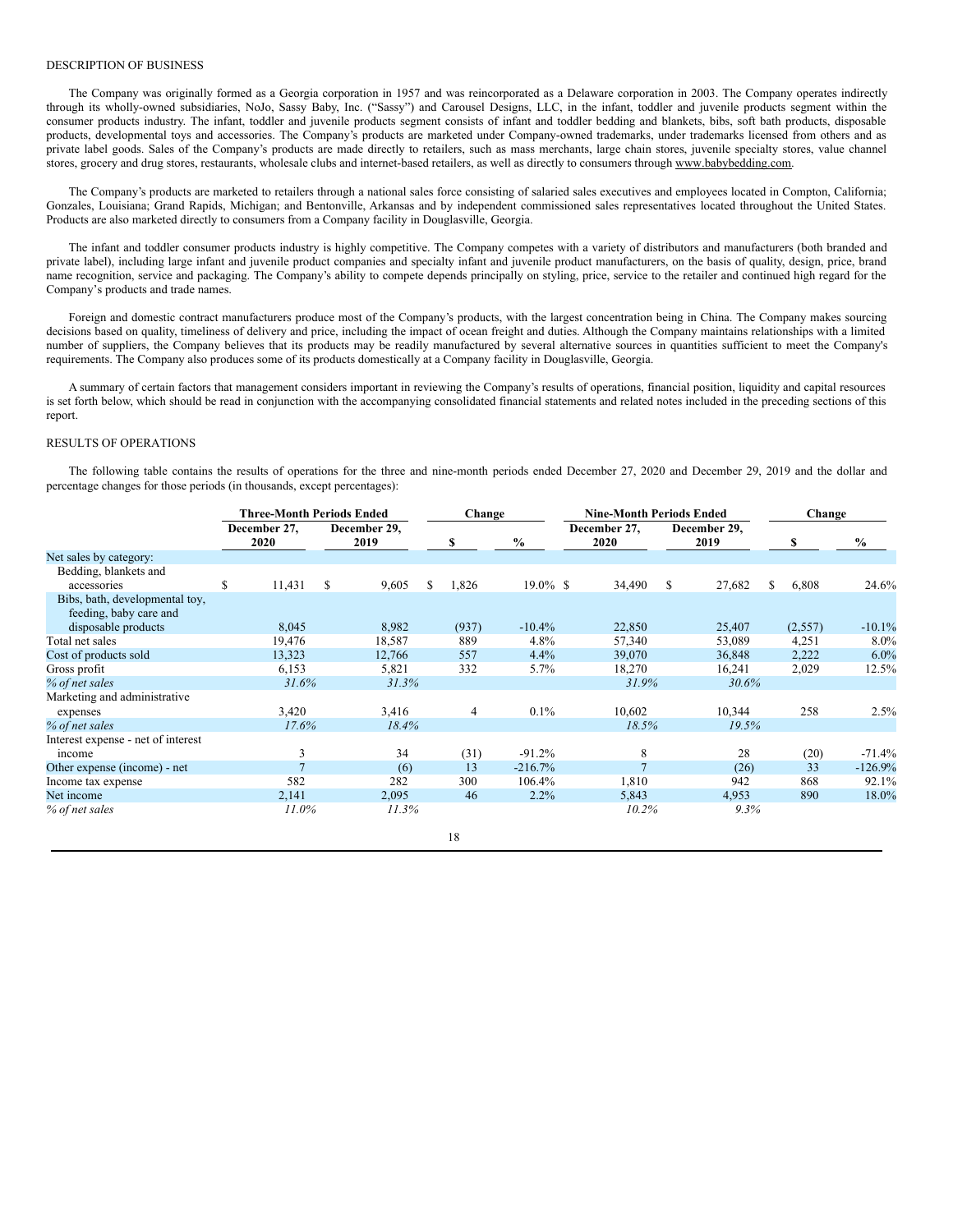DESCRIPTION OF BUSINESS

The Company was originally formed as a Georgia corporation in 1957 and was reincorporated as a Delaware corporation in 2003. The Company operates indirectly through its wholly-owned subsidiaries, NoJo, Sassy Baby, Inc. ("Sassy") and Carousel Designs, LLC, in the infant, toddler and juvenile products segment within the consumer products industry. The infant, toddler and juvenile products segment consists of infant and toddler bedding and blankets, bibs, soft bath products, disposable products, developmental toys and accessories. The Company's products are marketed under Company-owned trademarks, under trademarks licensed from others and as private label goods. Sales of the Company's products are made directly to retailers, such as mass merchants, large chain stores, juvenile specialty stores, value channel stores, grocery and drug stores, restaurants, wholesale clubs and internet-based retailers, as well as directly to consumers through www.babybedding.com.

The Company's products are marketed to retailers through a national sales force consisting of salaried sales executives and employees located in Compton, California; Gonzales, Louisiana; Grand Rapids, Michigan; and Bentonville, Arkansas and by independent commissioned sales representatives located throughout the United States. Products are also marketed directly to consumers from a Company facility in Douglasville, Georgia.

The infant and toddler consumer products industry is highly competitive. The Company competes with a variety of distributors and manufacturers (both branded and private label), including large infant and juvenile product companies and specialty infant and juvenile product manufacturers, on the basis of quality, design, price, brand name recognition, service and packaging. The Company's ability to compete depends principally on styling, price, service to the retailer and continued high regard for the Company's products and trade names.

Foreign and domestic contract manufacturers produce most of the Company's products, with the largest concentration being in China. The Company makes sourcing decisions based on quality, timeliness of delivery and price, including the impact of ocean freight and duties. Although the Company maintains relationships with a limited number of suppliers, the Company believes that its products may be readily manufactured by several alternative sources in quantities sufficient to meet the Company's requirements. The Company also produces some of its products domestically at a Company facility in Douglasville, Georgia.

A summary of certain factors that management considers important in reviewing the Company's results of operations, financial position, liquidity and capital resources is set forth below, which should be read in conjunction with the accompanying consolidated financial statements and related notes included in the preceding sections of this report.

RESULTS OF OPERATIONS

The following table contains the results of operations for the three and nine-month periods ended December 27, 2020 and December 29, 2019 and the dollar and percentage changes for those periods (in thousands, except percentages):

| | Three-Month Periods Ended | | Change | | Nine-Month Periods Ended | | Change | |
|---|---|---|---|---|---|---|---|---|
| | December 27, 2020 | December 29, 2019 | $ | % | December 27, 2020 | December 29, 2019 | $ | % |
| Net sales by category: | | | | | | | | |
| Bedding, blankets and accessories | $ 11,431 | $ 9,605 | $ 1,826 | 19.0% | $ 34,490 | $ 27,682 | $ 6,808 | 24.6% |
| Bibs, bath, developmental toy, feeding, baby care and disposable products | 8,045 | 8,982 | (937) | -10.4% | 22,850 | 25,407 | (2,557) | -10.1% |
| Total net sales | 19,476 | 18,587 | 889 | 4.8% | 57,340 | 53,089 | 4,251 | 8.0% |
| Cost of products sold | 13,323 | 12,766 | 557 | 4.4% | 39,070 | 36,848 | 2,222 | 6.0% |
| Gross profit | 6,153 | 5,821 | 332 | 5.7% | 18,270 | 16,241 | 2,029 | 12.5% |
| *% of net sales* | *31.6%* | *31.3%* | | | *31.9%* | *30.6%* | | |
| Marketing and administrative expenses | 3,420 | 3,416 | 4 | 0.1% | 10,602 | 10,344 | 258 | 2.5% |
| *% of net sales* | *17.6%* | *18.4%* | | | *18.5%* | *19.5%* | | |
| Interest expense - net of interest income | 3 | 34 | (31) | -91.2% | 8 | 28 | (20) | -71.4% |
| Other expense (income) - net | 7 | (6) | 13 | -216.7% | 7 | (26) | 33 | -126.9% |
| Income tax expense | 582 | 282 | 300 | 106.4% | 1,810 | 942 | 868 | 92.1% |
| Net income | 2,141 | 2,095 | 46 | 2.2% | 5,843 | 4,953 | 890 | 18.0% |
| *% of net sales* | *11.0%* | *11.3%* | | | *10.2%* | *9.3%* | | |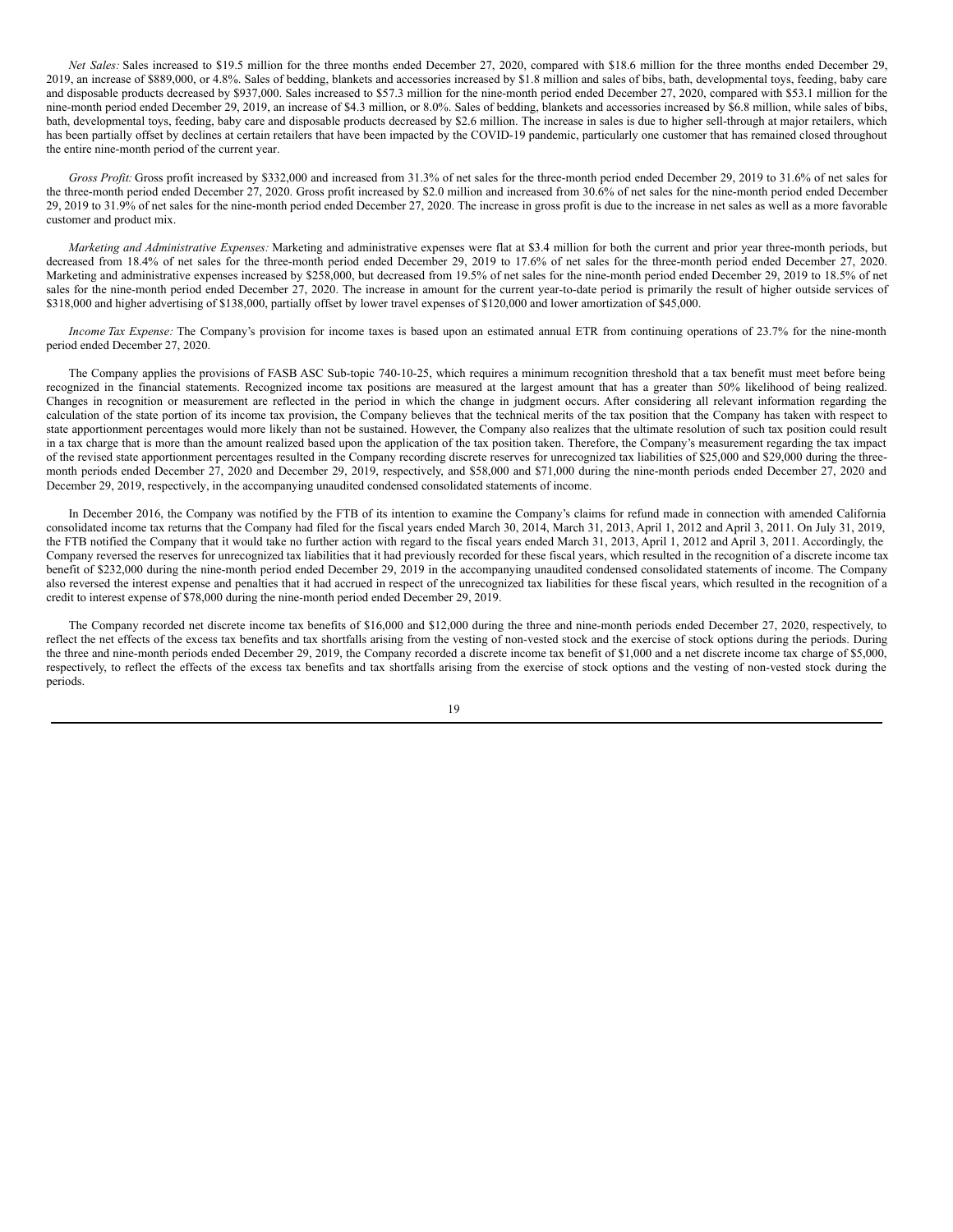*Net Sales:* Sales increased to $19.5 million for the three months ended December 27, 2020, compared with $18.6 million for the three months ended December 29, 2019, an increase of $889,000, or 4.8%. Sales of bedding, blankets and accessories increased by $1.8 million and sales of bibs, bath, developmental toys, feeding, baby care and disposable products decreased by $937,000. Sales increased to $57.3 million for the nine-month period ended December 27, 2020, compared with $53.1 million for the nine-month period ended December 29, 2019, an increase of $4.3 million, or 8.0%. Sales of bedding, blankets and accessories increased by $6.8 million, while sales of bibs, bath, developmental toys, feeding, baby care and disposable products decreased by $2.6 million. The increase in sales is due to higher sell-through at major retailers, which has been partially offset by declines at certain retailers that have been impacted by the COVID-19 pandemic, particularly one customer that has remained closed throughout the entire nine-month period of the current year.

*Gross Profit:* Gross profit increased by $332,000 and increased from 31.3% of net sales for the three-month period ended December 29, 2019 to 31.6% of net sales for the three-month period ended December 27, 2020. Gross profit increased by $2.0 million and increased from 30.6% of net sales for the nine-month period ended December 29, 2019 to 31.9% of net sales for the nine-month period ended December 27, 2020. The increase in gross profit is due to the increase in net sales as well as a more favorable customer and product mix.

*Marketing and Administrative Expenses:* Marketing and administrative expenses were flat at $3.4 million for both the current and prior year three-month periods, but decreased from 18.4% of net sales for the three-month period ended December 29, 2019 to 17.6% of net sales for the three-month period ended December 27, 2020. Marketing and administrative expenses increased by $258,000, but decreased from 19.5% of net sales for the nine-month period ended December 29, 2019 to 18.5% of net sales for the nine-month period ended December 27, 2020. The increase in amount for the current year-to-date period is primarily the result of higher outside services of $318,000 and higher advertising of $138,000, partially offset by lower travel expenses of $120,000 and lower amortization of $45,000.

*Income Tax Expense:* The Company's provision for income taxes is based upon an estimated annual ETR from continuing operations of 23.7% for the nine-month period ended December 27, 2020.

The Company applies the provisions of FASB ASC Sub-topic 740-10-25, which requires a minimum recognition threshold that a tax benefit must meet before being recognized in the financial statements. Recognized income tax positions are measured at the largest amount that has a greater than 50% likelihood of being realized. Changes in recognition or measurement are reflected in the period in which the change in judgment occurs. After considering all relevant information regarding the calculation of the state portion of its income tax provision, the Company believes that the technical merits of the tax position that the Company has taken with respect to state apportionment percentages would more likely than not be sustained. However, the Company also realizes that the ultimate resolution of such tax position could result in a tax charge that is more than the amount realized based upon the application of the tax position taken. Therefore, the Company's measurement regarding the tax impact of the revised state apportionment percentages resulted in the Company recording discrete reserves for unrecognized tax liabilities of $25,000 and $29,000 during the three-month periods ended December 27, 2020 and December 29, 2019, respectively, and $58,000 and $71,000 during the nine-month periods ended December 27, 2020 and December 29, 2019, respectively, in the accompanying unaudited condensed consolidated statements of income.

In December 2016, the Company was notified by the FTB of its intention to examine the Company's claims for refund made in connection with amended California consolidated income tax returns that the Company had filed for the fiscal years ended March 30, 2014, March 31, 2013, April 1, 2012 and April 3, 2011. On July 31, 2019, the FTB notified the Company that it would take no further action with regard to the fiscal years ended March 31, 2013, April 1, 2012 and April 3, 2011. Accordingly, the Company reversed the reserves for unrecognized tax liabilities that it had previously recorded for these fiscal years, which resulted in the recognition of a discrete income tax benefit of $232,000 during the nine-month period ended December 29, 2019 in the accompanying unaudited condensed consolidated statements of income. The Company also reversed the interest expense and penalties that it had accrued in respect of the unrecognized tax liabilities for these fiscal years, which resulted in the recognition of a credit to interest expense of $78,000 during the nine-month period ended December 29, 2019.

The Company recorded net discrete income tax benefits of $16,000 and $12,000 during the three and nine-month periods ended December 27, 2020, respectively, to reflect the net effects of the excess tax benefits and tax shortfalls arising from the vesting of non-vested stock and the exercise of stock options during the periods. During the three and nine-month periods ended December 29, 2019, the Company recorded a discrete income tax benefit of $1,000 and a net discrete income tax charge of $5,000, respectively, to reflect the effects of the excess tax benefits and tax shortfalls arising from the exercise of stock options and the vesting of non-vested stock during the periods.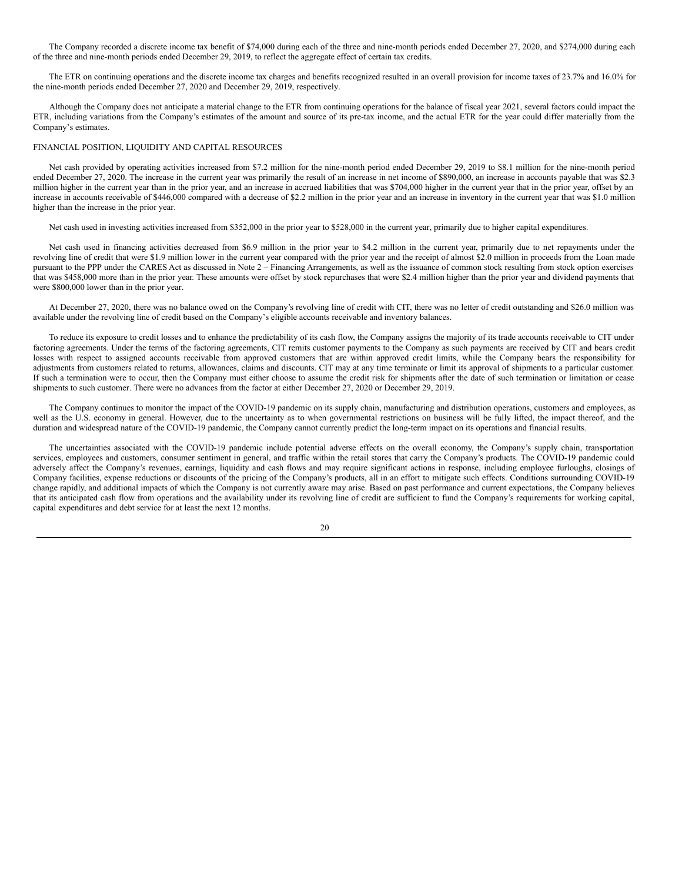The Company recorded a discrete income tax benefit of $74,000 during each of the three and nine-month periods ended December 27, 2020, and $274,000 during each of the three and nine-month periods ended December 29, 2019, to reflect the aggregate effect of certain tax credits.

The ETR on continuing operations and the discrete income tax charges and benefits recognized resulted in an overall provision for income taxes of 23.7% and 16.0% for the nine-month periods ended December 27, 2020 and December 29, 2019, respectively.

Although the Company does not anticipate a material change to the ETR from continuing operations for the balance of fiscal year 2021, several factors could impact the ETR, including variations from the Company's estimates of the amount and source of its pre-tax income, and the actual ETR for the year could differ materially from the Company's estimates.

## FINANCIAL POSITION, LIQUIDITY AND CAPITAL RESOURCES

Net cash provided by operating activities increased from $7.2 million for the nine-month period ended December 29, 2019 to $8.1 million for the nine-month period ended December 27, 2020. The increase in the current year was primarily the result of an increase in net income of $890,000, an increase in accounts payable that was $2.3 million higher in the current year than in the prior year, and an increase in accrued liabilities that was $704,000 higher in the current year that in the prior year, offset by an increase in accounts receivable of $446,000 compared with a decrease of $2.2 million in the prior year and an increase in inventory in the current year that was $1.0 million higher than the increase in the prior year.

Net cash used in investing activities increased from $352,000 in the prior year to $528,000 in the current year, primarily due to higher capital expenditures.

Net cash used in financing activities decreased from $6.9 million in the prior year to $4.2 million in the current year, primarily due to net repayments under the revolving line of credit that were $1.9 million lower in the current year compared with the prior year and the receipt of almost $2.0 million in proceeds from the Loan made pursuant to the PPP under the CARES Act as discussed in Note 2 – Financing Arrangements, as well as the issuance of common stock resulting from stock option exercises that was $458,000 more than in the prior year. These amounts were offset by stock repurchases that were $2.4 million higher than the prior year and dividend payments that were $800,000 lower than in the prior year.

At December 27, 2020, there was no balance owed on the Company's revolving line of credit with CIT, there was no letter of credit outstanding and $26.0 million was available under the revolving line of credit based on the Company's eligible accounts receivable and inventory balances.

To reduce its exposure to credit losses and to enhance the predictability of its cash flow, the Company assigns the majority of its trade accounts receivable to CIT under factoring agreements. Under the terms of the factoring agreements, CIT remits customer payments to the Company as such payments are received by CIT and bears credit losses with respect to assigned accounts receivable from approved customers that are within approved credit limits, while the Company bears the responsibility for adjustments from customers related to returns, allowances, claims and discounts. CIT may at any time terminate or limit its approval of shipments to a particular customer. If such a termination were to occur, then the Company must either choose to assume the credit risk for shipments after the date of such termination or limitation or cease shipments to such customer. There were no advances from the factor at either December 27, 2020 or December 29, 2019.

The Company continues to monitor the impact of the COVID-19 pandemic on its supply chain, manufacturing and distribution operations, customers and employees, as well as the U.S. economy in general. However, due to the uncertainty as to when governmental restrictions on business will be fully lifted, the impact thereof, and the duration and widespread nature of the COVID-19 pandemic, the Company cannot currently predict the long-term impact on its operations and financial results.

The uncertainties associated with the COVID-19 pandemic include potential adverse effects on the overall economy, the Company's supply chain, transportation services, employees and customers, consumer sentiment in general, and traffic within the retail stores that carry the Company's products. The COVID-19 pandemic could adversely affect the Company's revenues, earnings, liquidity and cash flows and may require significant actions in response, including employee furloughs, closings of Company facilities, expense reductions or discounts of the pricing of the Company's products, all in an effort to mitigate such effects. Conditions surrounding COVID-19 change rapidly, and additional impacts of which the Company is not currently aware may arise. Based on past performance and current expectations, the Company believes that its anticipated cash flow from operations and the availability under its revolving line of credit are sufficient to fund the Company's requirements for working capital, capital expenditures and debt service for at least the next 12 months.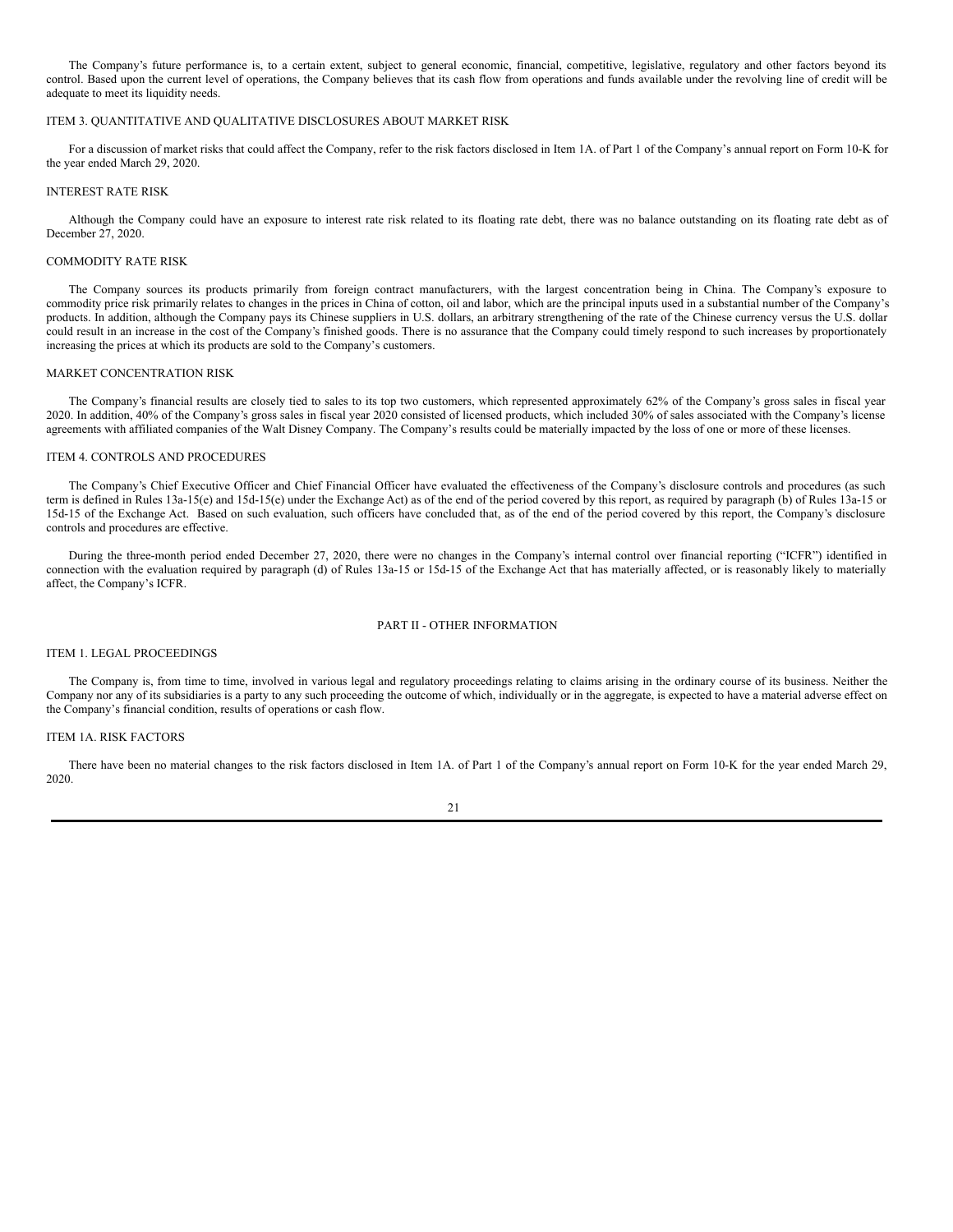The Company's future performance is, to a certain extent, subject to general economic, financial, competitive, legislative, regulatory and other factors beyond its control. Based upon the current level of operations, the Company believes that its cash flow from operations and funds available under the revolving line of credit will be adequate to meet its liquidity needs.

## ITEM 3. QUANTITATIVE AND QUALITATIVE DISCLOSURES ABOUT MARKET RISK

For a discussion of market risks that could affect the Company, refer to the risk factors disclosed in Item 1A. of Part 1 of the Company's annual report on Form 10-K for the year ended March 29, 2020.

### INTEREST RATE RISK

Although the Company could have an exposure to interest rate risk related to its floating rate debt, there was no balance outstanding on its floating rate debt as of December 27, 2020.

### COMMODITY RATE RISK

The Company sources its products primarily from foreign contract manufacturers, with the largest concentration being in China. The Company's exposure to commodity price risk primarily relates to changes in the prices in China of cotton, oil and labor, which are the principal inputs used in a substantial number of the Company's products. In addition, although the Company pays its Chinese suppliers in U.S. dollars, an arbitrary strengthening of the rate of the Chinese currency versus the U.S. dollar could result in an increase in the cost of the Company's finished goods. There is no assurance that the Company could timely respond to such increases by proportionately increasing the prices at which its products are sold to the Company's customers.

### MARKET CONCENTRATION RISK

The Company's financial results are closely tied to sales to its top two customers, which represented approximately 62% of the Company's gross sales in fiscal year 2020. In addition, 40% of the Company's gross sales in fiscal year 2020 consisted of licensed products, which included 30% of sales associated with the Company's license agreements with affiliated companies of the Walt Disney Company. The Company's results could be materially impacted by the loss of one or more of these licenses.

## ITEM 4. CONTROLS AND PROCEDURES

The Company's Chief Executive Officer and Chief Financial Officer have evaluated the effectiveness of the Company's disclosure controls and procedures (as such term is defined in Rules 13a-15(e) and 15d-15(e) under the Exchange Act) as of the end of the period covered by this report, as required by paragraph (b) of Rules 13a-15 or 15d-15 of the Exchange Act. Based on such evaluation, such officers have concluded that, as of the end of the period covered by this report, the Company's disclosure controls and procedures are effective.

During the three-month period ended December 27, 2020, there were no changes in the Company's internal control over financial reporting ("ICFR") identified in connection with the evaluation required by paragraph (d) of Rules 13a-15 or 15d-15 of the Exchange Act that has materially affected, or is reasonably likely to materially affect, the Company's ICFR.

# PART II - OTHER INFORMATION

## ITEM 1. LEGAL PROCEEDINGS

The Company is, from time to time, involved in various legal and regulatory proceedings relating to claims arising in the ordinary course of its business. Neither the Company nor any of its subsidiaries is a party to any such proceeding the outcome of which, individually or in the aggregate, is expected to have a material adverse effect on the Company's financial condition, results of operations or cash flow.

## ITEM 1A. RISK FACTORS

There have been no material changes to the risk factors disclosed in Item 1A. of Part 1 of the Company's annual report on Form 10-K for the year ended March 29, 2020.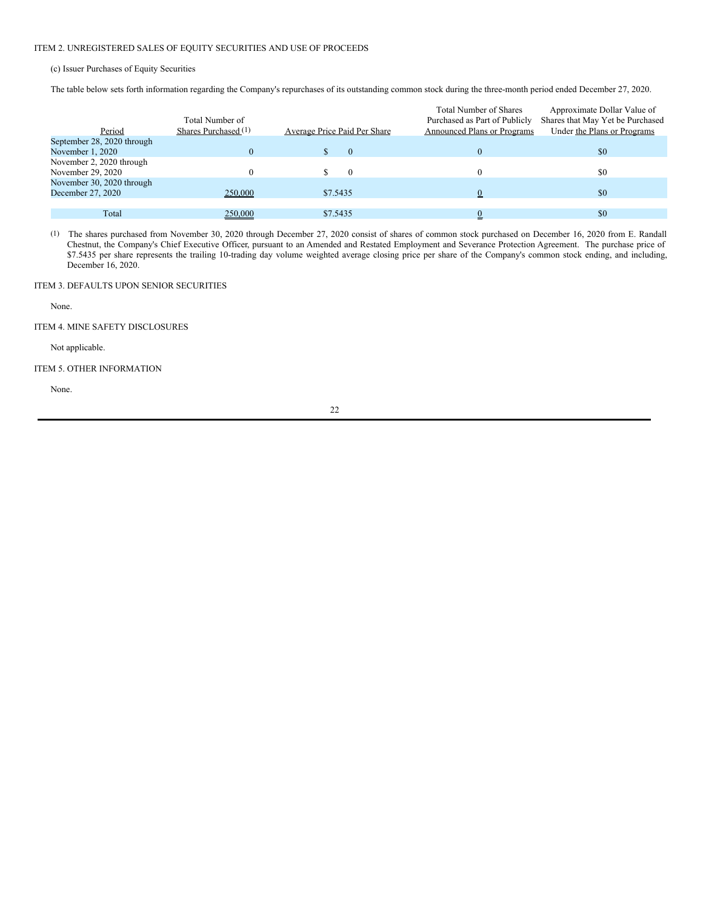ITEM 2. UNREGISTERED SALES OF EQUITY SECURITIES AND USE OF PROCEEDS

(c) Issuer Purchases of Equity Securities

The table below sets forth information regarding the Company's repurchases of its outstanding common stock during the three-month period ended December 27, 2020.

| Period | Total Number of Shares Purchased (1) | Average Price Paid Per Share | Total Number of Shares Purchased as Part of Publicly Announced Plans or Programs | Approximate Dollar Value of Shares that May Yet be Purchased Under the Plans or Programs |
|---|---|---|---|---|
| September 28, 2020 through November 1, 2020 | 0 | $ 0 | 0 | $0 |
| November 2, 2020 through November 29, 2020 | 0 | $ 0 | 0 | $0 |
| November 30, 2020 through December 27, 2020 | 250,000 | $7.5435 | 0 | $0 |
| Total | 250,000 | $7.5435 | 0 | $0 |

(1) The shares purchased from November 30, 2020 through December 27, 2020 consist of shares of common stock purchased on December 16, 2020 from E. Randall Chestnut, the Company's Chief Executive Officer, pursuant to an Amended and Restated Employment and Severance Protection Agreement. The purchase price of $7.5435 per share represents the trailing 10-trading day volume weighted average closing price per share of the Company's common stock ending, and including, December 16, 2020.

ITEM 3. DEFAULTS UPON SENIOR SECURITIES

None.

ITEM 4. MINE SAFETY DISCLOSURES

Not applicable.

ITEM 5. OTHER INFORMATION

None.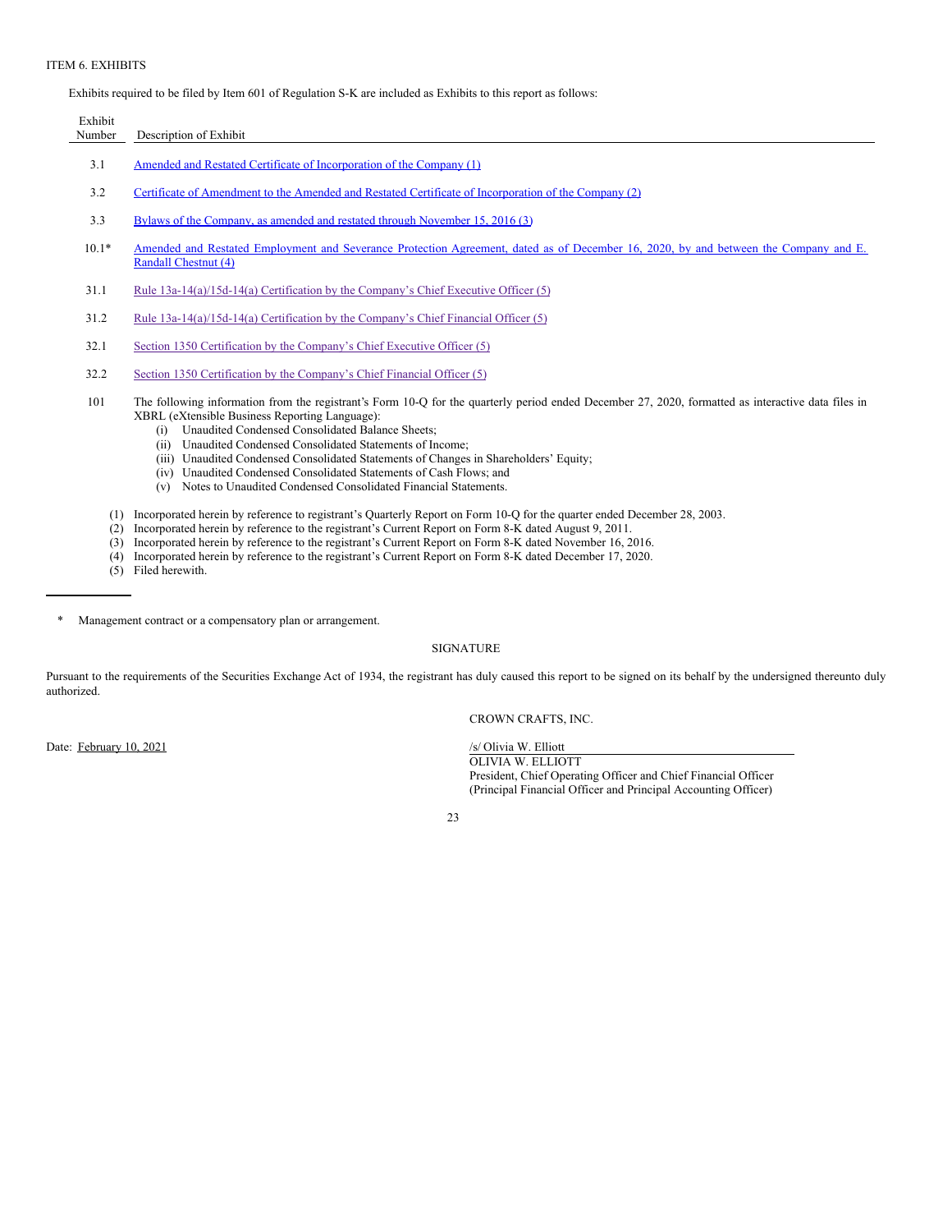ITEM 6. EXHIBITS

Exhibits required to be filed by Item 601 of Regulation S-K are included as Exhibits to this report as follows:

| Exhibit Number | Description of Exhibit |
| --- | --- |
| 3.1 | Amended and Restated Certificate of Incorporation of the Company (1) |
| 3.2 | Certificate of Amendment to the Amended and Restated Certificate of Incorporation of the Company (2) |
| 3.3 | Bylaws of the Company, as amended and restated through November 15, 2016 (3) |
| 10.1* | Amended and Restated Employment and Severance Protection Agreement, dated as of December 16, 2020, by and between the Company and E. Randall Chestnut (4) |
| 31.1 | Rule 13a-14(a)/15d-14(a) Certification by the Company's Chief Executive Officer (5) |
| 31.2 | Rule 13a-14(a)/15d-14(a) Certification by the Company's Chief Financial Officer (5) |
| 32.1 | Section 1350 Certification by the Company's Chief Executive Officer (5) |
| 32.2 | Section 1350 Certification by the Company's Chief Financial Officer (5) |
| 101 | The following information from the registrant's Form 10-Q for the quarterly period ended December 27, 2020, formatted as interactive data files in XBRL (eXtensible Business Reporting Language): (i) Unaudited Condensed Consolidated Balance Sheets; (ii) Unaudited Condensed Consolidated Statements of Income; (iii) Unaudited Condensed Consolidated Statements of Changes in Shareholders' Equity; (iv) Unaudited Condensed Consolidated Statements of Cash Flows; and (v) Notes to Unaudited Condensed Consolidated Financial Statements. |

(1) Incorporated herein by reference to registrant's Quarterly Report on Form 10-Q for the quarter ended December 28, 2003.
(2) Incorporated herein by reference to the registrant's Current Report on Form 8-K dated August 9, 2011.
(3) Incorporated herein by reference to the registrant's Current Report on Form 8-K dated November 16, 2016.
(4) Incorporated herein by reference to the registrant's Current Report on Form 8-K dated December 17, 2020.
(5) Filed herewith.

---

\* Management contract or a compensatory plan or arrangement.

SIGNATURE

Pursuant to the requirements of the Securities Exchange Act of 1934, the registrant has duly caused this report to be signed on its behalf by the undersigned thereunto duly authorized.

CROWN CRAFTS, INC.

Date: February 10, 2021

/s/ Olivia W. Elliott
OLIVIA W. ELLIOTT
President, Chief Operating Officer and Chief Financial Officer
(Principal Financial Officer and Principal Accounting Officer)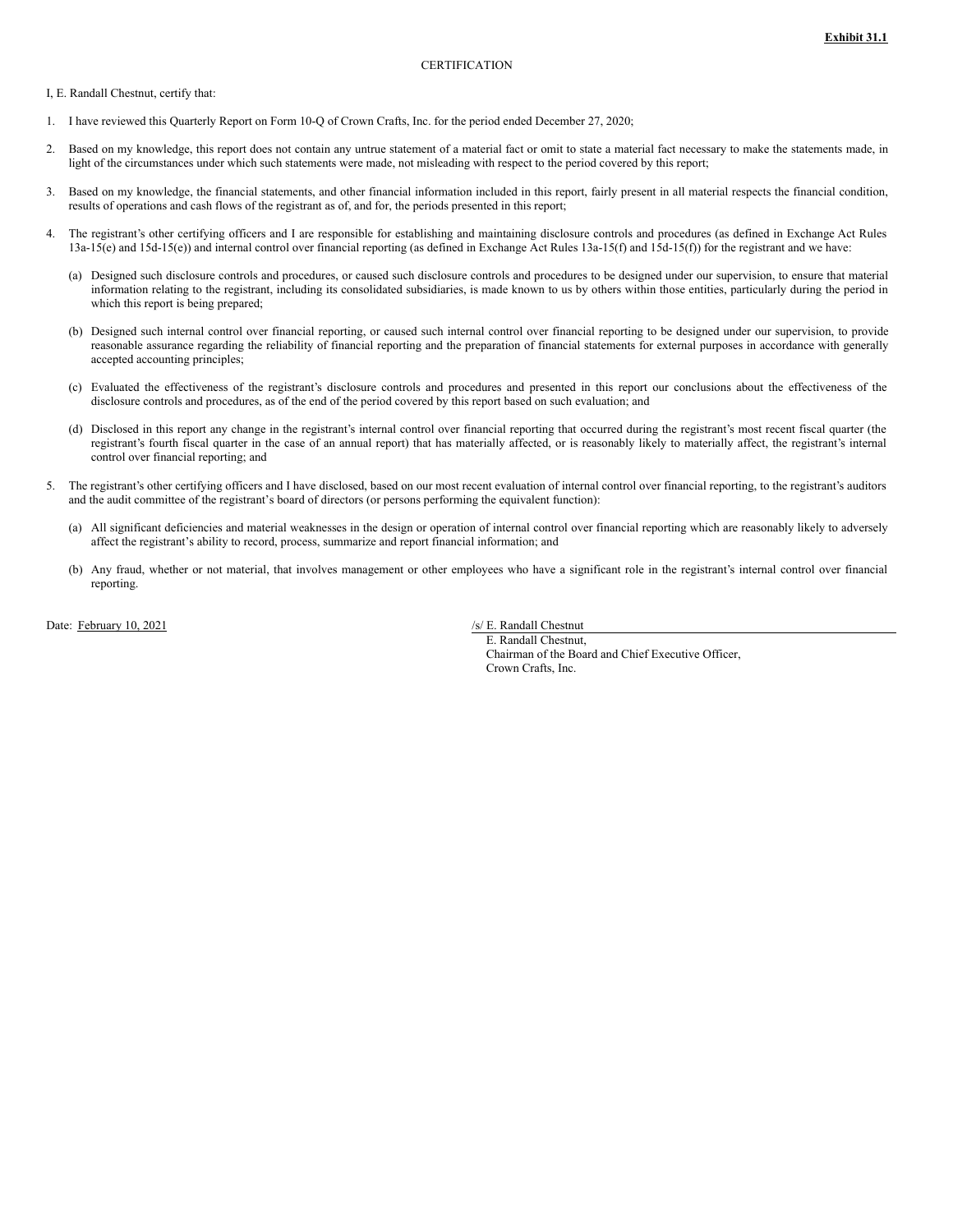**Exhibit 31.1**

CERTIFICATION

I, E. Randall Chestnut, certify that:

1. I have reviewed this Quarterly Report on Form 10-Q of Crown Crafts, Inc. for the period ended December 27, 2020;

2. Based on my knowledge, this report does not contain any untrue statement of a material fact or omit to state a material fact necessary to make the statements made, in light of the circumstances under which such statements were made, not misleading with respect to the period covered by this report;

3. Based on my knowledge, the financial statements, and other financial information included in this report, fairly present in all material respects the financial condition, results of operations and cash flows of the registrant as of, and for, the periods presented in this report;

4. The registrant's other certifying officers and I are responsible for establishing and maintaining disclosure controls and procedures (as defined in Exchange Act Rules 13a-15(e) and 15d-15(e)) and internal control over financial reporting (as defined in Exchange Act Rules 13a-15(f) and 15d-15(f)) for the registrant and we have:

   (a) Designed such disclosure controls and procedures, or caused such disclosure controls and procedures to be designed under our supervision, to ensure that material information relating to the registrant, including its consolidated subsidiaries, is made known to us by others within those entities, particularly during the period in which this report is being prepared;

   (b) Designed such internal control over financial reporting, or caused such internal control over financial reporting to be designed under our supervision, to provide reasonable assurance regarding the reliability of financial reporting and the preparation of financial statements for external purposes in accordance with generally accepted accounting principles;

   (c) Evaluated the effectiveness of the registrant's disclosure controls and procedures and presented in this report our conclusions about the effectiveness of the disclosure controls and procedures, as of the end of the period covered by this report based on such evaluation; and

   (d) Disclosed in this report any change in the registrant's internal control over financial reporting that occurred during the registrant's most recent fiscal quarter (the registrant's fourth fiscal quarter in the case of an annual report) that has materially affected, or is reasonably likely to materially affect, the registrant's internal control over financial reporting; and

5. The registrant's other certifying officers and I have disclosed, based on our most recent evaluation of internal control over financial reporting, to the registrant's auditors and the audit committee of the registrant's board of directors (or persons performing the equivalent function):

   (a) All significant deficiencies and material weaknesses in the design or operation of internal control over financial reporting which are reasonably likely to adversely affect the registrant's ability to record, process, summarize and report financial information; and

   (b) Any fraud, whether or not material, that involves management or other employees who have a significant role in the registrant's internal control over financial reporting.

Date: February 10, 2021

/s/ E. Randall Chestnut
E. Randall Chestnut,
Chairman of the Board and Chief Executive Officer,
Crown Crafts, Inc.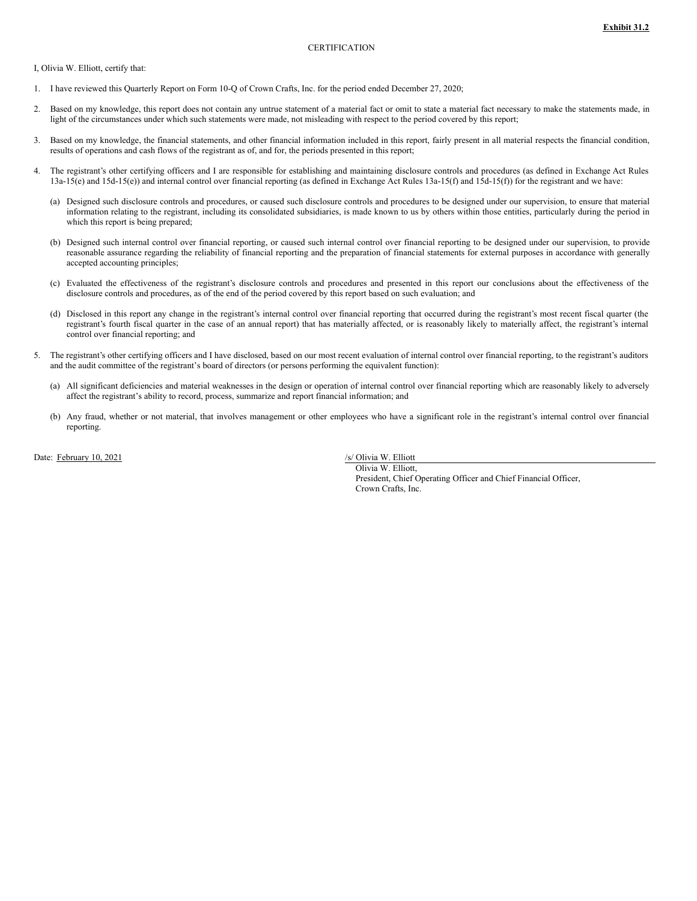**Exhibit 31.2**

CERTIFICATION

I, Olivia W. Elliott, certify that:

1. I have reviewed this Quarterly Report on Form 10-Q of Crown Crafts, Inc. for the period ended December 27, 2020;

2. Based on my knowledge, this report does not contain any untrue statement of a material fact or omit to state a material fact necessary to make the statements made, in light of the circumstances under which such statements were made, not misleading with respect to the period covered by this report;

3. Based on my knowledge, the financial statements, and other financial information included in this report, fairly present in all material respects the financial condition, results of operations and cash flows of the registrant as of, and for, the periods presented in this report;

4. The registrant's other certifying officers and I are responsible for establishing and maintaining disclosure controls and procedures (as defined in Exchange Act Rules 13a-15(e) and 15d-15(e)) and internal control over financial reporting (as defined in Exchange Act Rules 13a-15(f) and 15d-15(f)) for the registrant and we have:

   (a) Designed such disclosure controls and procedures, or caused such disclosure controls and procedures to be designed under our supervision, to ensure that material information relating to the registrant, including its consolidated subsidiaries, is made known to us by others within those entities, particularly during the period in which this report is being prepared;

   (b) Designed such internal control over financial reporting, or caused such internal control over financial reporting to be designed under our supervision, to provide reasonable assurance regarding the reliability of financial reporting and the preparation of financial statements for external purposes in accordance with generally accepted accounting principles;

   (c) Evaluated the effectiveness of the registrant's disclosure controls and procedures and presented in this report our conclusions about the effectiveness of the disclosure controls and procedures, as of the end of the period covered by this report based on such evaluation; and

   (d) Disclosed in this report any change in the registrant's internal control over financial reporting that occurred during the registrant's most recent fiscal quarter (the registrant's fourth fiscal quarter in the case of an annual report) that has materially affected, or is reasonably likely to materially affect, the registrant's internal control over financial reporting; and

5. The registrant's other certifying officers and I have disclosed, based on our most recent evaluation of internal control over financial reporting, to the registrant's auditors and the audit committee of the registrant's board of directors (or persons performing the equivalent function):

   (a) All significant deficiencies and material weaknesses in the design or operation of internal control over financial reporting which are reasonably likely to adversely affect the registrant's ability to record, process, summarize and report financial information; and

   (b) Any fraud, whether or not material, that involves management or other employees who have a significant role in the registrant's internal control over financial reporting.

Date: February 10, 2021

/s/ Olivia W. Elliott
Olivia W. Elliott,
President, Chief Operating Officer and Chief Financial Officer,
Crown Crafts, Inc.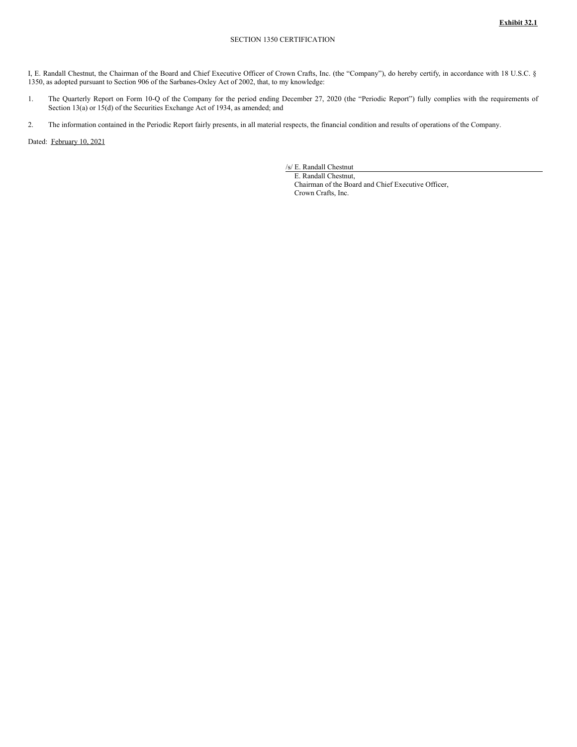**Exhibit 32.1**

SECTION 1350 CERTIFICATION

I, E. Randall Chestnut, the Chairman of the Board and Chief Executive Officer of Crown Crafts, Inc. (the "Company"), do hereby certify, in accordance with 18 U.S.C. § 1350, as adopted pursuant to Section 906 of the Sarbanes-Oxley Act of 2002, that, to my knowledge:

1. The Quarterly Report on Form 10-Q of the Company for the period ending December 27, 2020 (the "Periodic Report") fully complies with the requirements of Section 13(a) or 15(d) of the Securities Exchange Act of 1934, as amended; and

2. The information contained in the Periodic Report fairly presents, in all material respects, the financial condition and results of operations of the Company.

Dated: February 10, 2021

/s/ E. Randall Chestnut
E. Randall Chestnut,
Chairman of the Board and Chief Executive Officer,
Crown Crafts, Inc.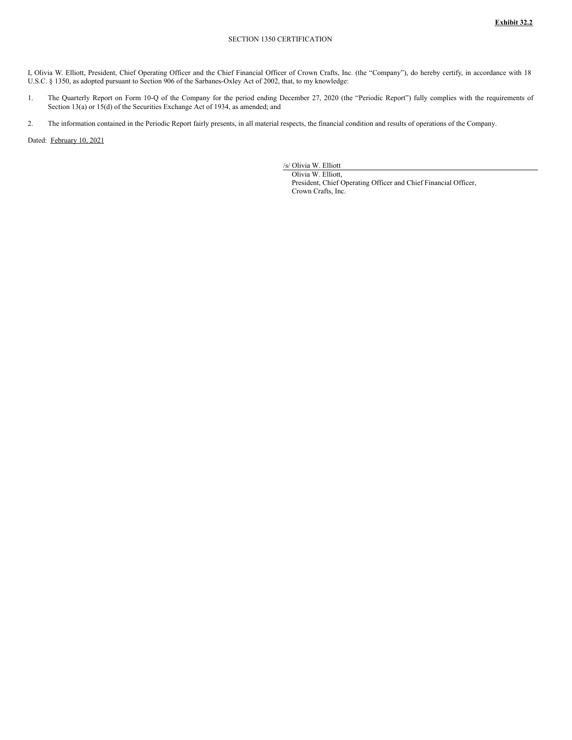**Exhibit 32.2**

SECTION 1350 CERTIFICATION

I, Olivia W. Elliott, President, Chief Operating Officer and the Chief Financial Officer of Crown Crafts, Inc. (the "Company"), do hereby certify, in accordance with 18 U.S.C. § 1350, as adopted pursuant to Section 906 of the Sarbanes-Oxley Act of 2002, that, to my knowledge:

1. The Quarterly Report on Form 10-Q of the Company for the period ending December 27, 2020 (the "Periodic Report") fully complies with the requirements of Section 13(a) or 15(d) of the Securities Exchange Act of 1934, as amended; and

2. The information contained in the Periodic Report fairly presents, in all material respects, the financial condition and results of operations of the Company.

Dated: February 10, 2021

/s/ Olivia W. Elliott

Olivia W. Elliott,
President, Chief Operating Officer and Chief Financial Officer,
Crown Crafts, Inc.